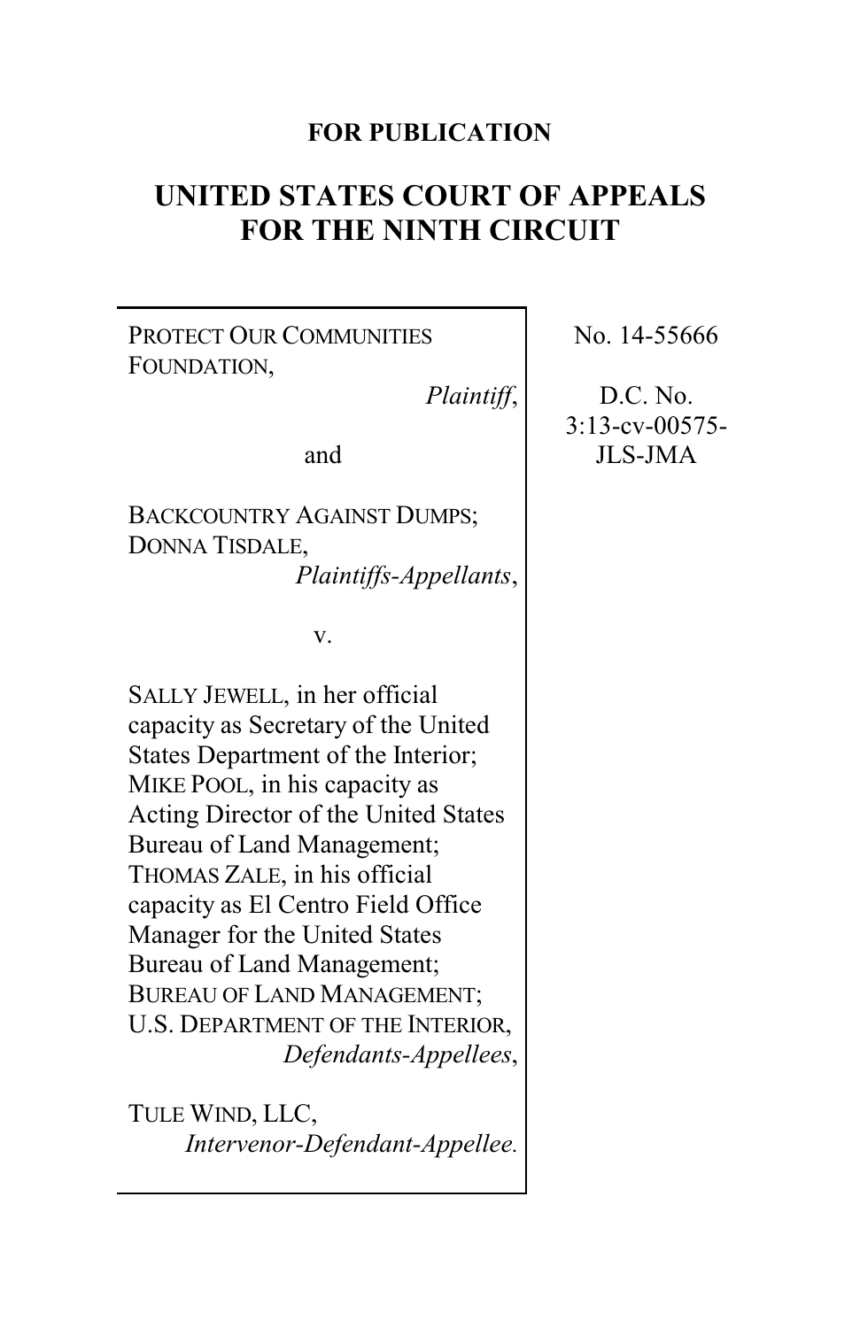**FOR PUBLICATION**

# UNITED STATES COURT OF APPEALS FOR THE NINTH CIRCUIT

| | |
|---|---|
| PROTECT OUR COMMUNITIES FOUNDATION, *Plaintiff*, and BACKCOUNTRY AGAINST DUMPS; DONNA TISDALE, *Plaintiffs-Appellants*, v. SALLY JEWELL, in her official capacity as Secretary of the United States Department of the Interior; MIKE POOL, in his capacity as Acting Director of the United States Bureau of Land Management; THOMAS ZALE, in his official capacity as El Centro Field Office Manager for the United States Bureau of Land Management; BUREAU OF LAND MANAGEMENT; U.S. DEPARTMENT OF THE INTERIOR, *Defendants-Appellees*, TULE WIND, LLC, *Intervenor-Defendant-Appellee.* | No. 14-55666<br><br>D.C. No. 3:13-cv-00575-JLS-JMA |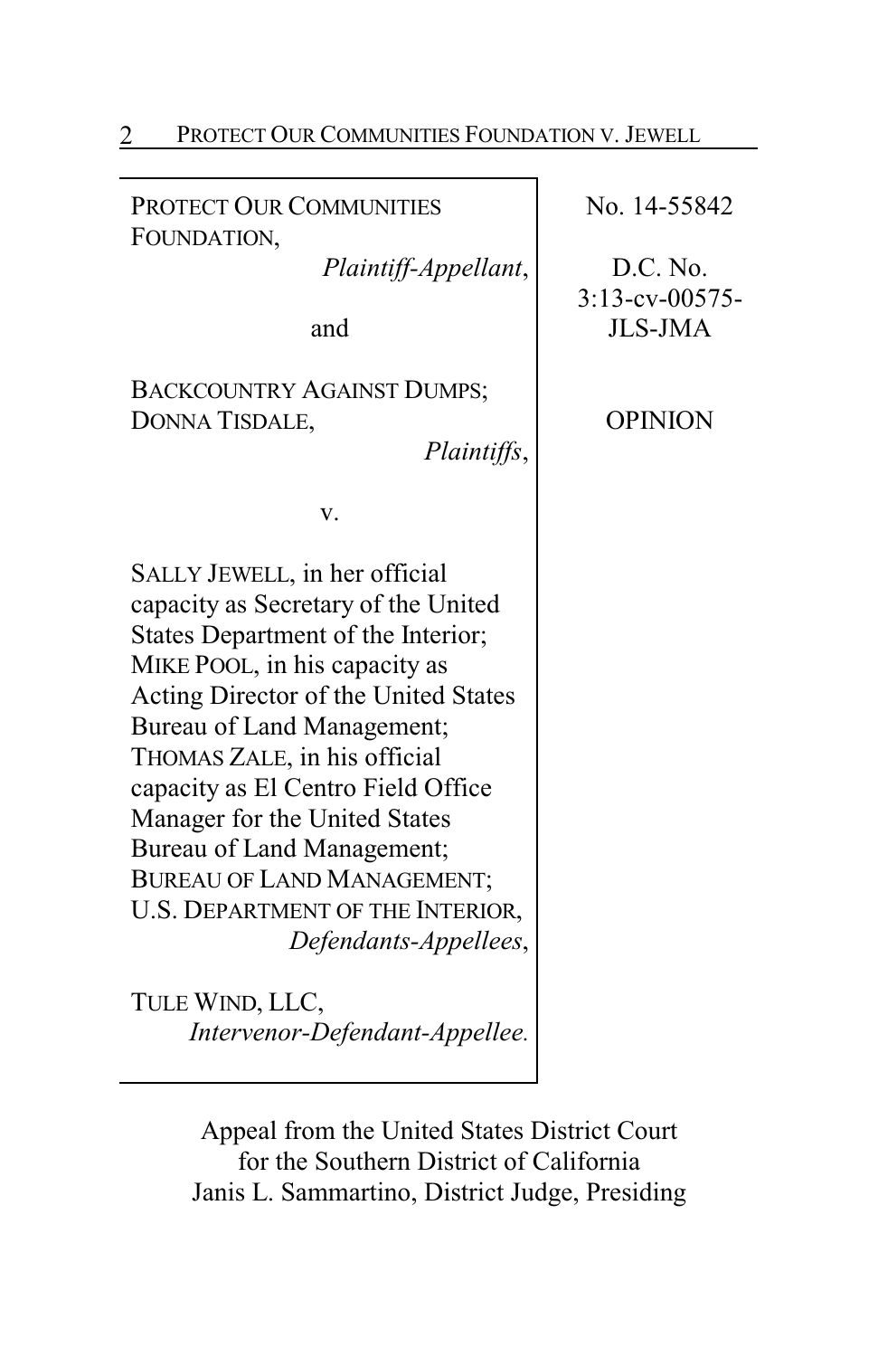PROTECT OUR COMMUNITIES FOUNDATION,
*Plaintiff-Appellant*,

and

BACKCOUNTRY AGAINST DUMPS; DONNA TISDALE,
*Plaintiffs*,

v.

SALLY JEWELL, in her official capacity as Secretary of the United States Department of the Interior; MIKE POOL, in his capacity as Acting Director of the United States Bureau of Land Management; THOMAS ZALE, in his official capacity as El Centro Field Office Manager for the United States Bureau of Land Management; BUREAU OF LAND MANAGEMENT; U.S. DEPARTMENT OF THE INTERIOR,
*Defendants-Appellees*,

TULE WIND, LLC,
*Intervenor-Defendant-Appellee.*

No. 14-55842

D.C. No. 3:13-cv-00575-JLS-JMA

OPINION

Appeal from the United States District Court
for the Southern District of California
Janis L. Sammartino, District Judge, Presiding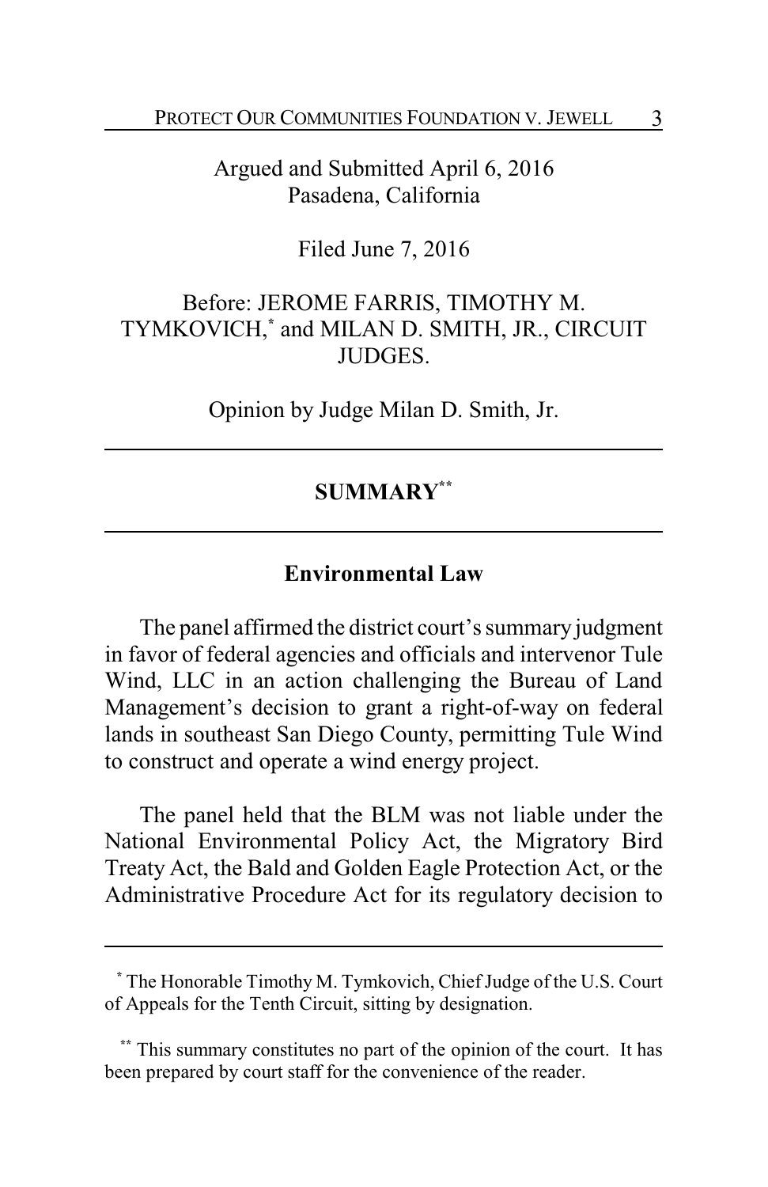Argued and Submitted April 6, 2016
Pasadena, California

Filed June 7, 2016

Before: JEROME FARRIS, TIMOTHY M. TYMKOVICH,* and MILAN D. SMITH, JR., CIRCUIT JUDGES.

Opinion by Judge Milan D. Smith, Jr.

---

## SUMMARY**

---

### Environmental Law

The panel affirmed the district court's summary judgment in favor of federal agencies and officials and intervenor Tule Wind, LLC in an action challenging the Bureau of Land Management's decision to grant a right-of-way on federal lands in southeast San Diego County, permitting Tule Wind to construct and operate a wind energy project.

The panel held that the BLM was not liable under the National Environmental Policy Act, the Migratory Bird Treaty Act, the Bald and Golden Eagle Protection Act, or the Administrative Procedure Act for its regulatory decision to

---

\* The Honorable Timothy M. Tymkovich, Chief Judge of the U.S. Court of Appeals for the Tenth Circuit, sitting by designation.

\*\* This summary constitutes no part of the opinion of the court. It has been prepared by court staff for the convenience of the reader.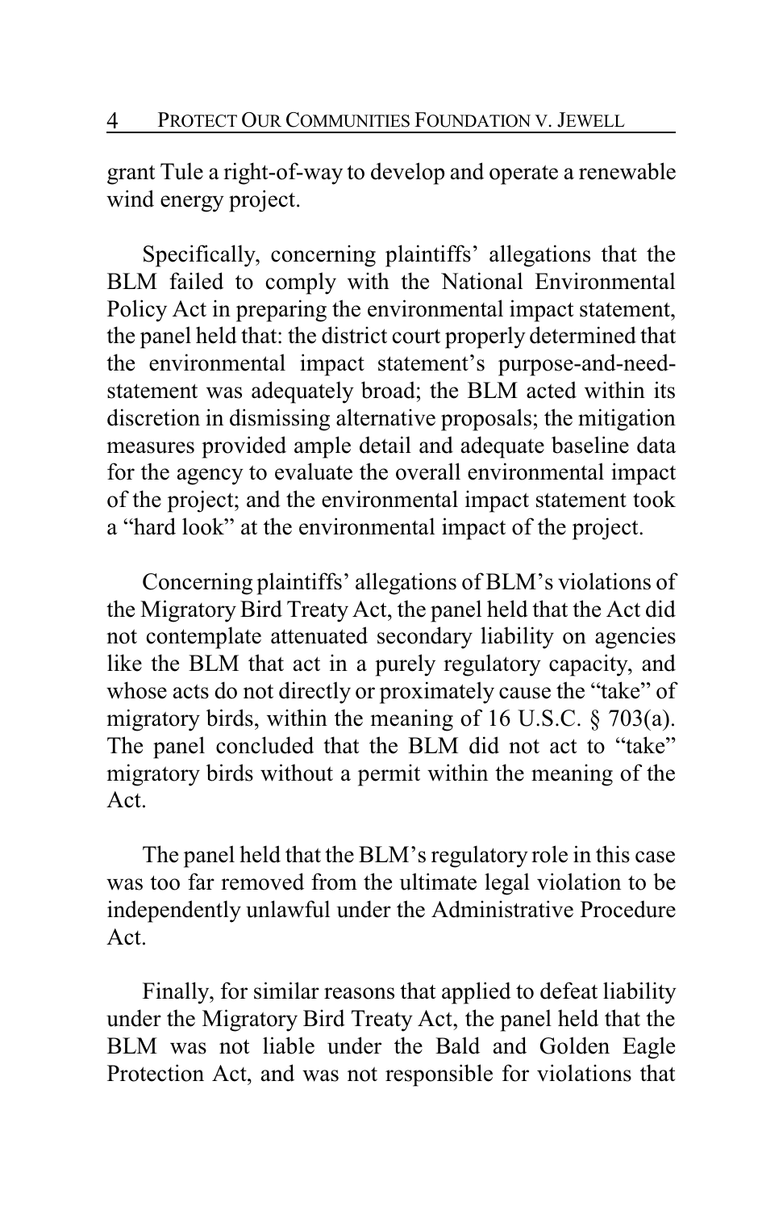grant Tule a right-of-way to develop and operate a renewable wind energy project.

Specifically, concerning plaintiffs' allegations that the BLM failed to comply with the National Environmental Policy Act in preparing the environmental impact statement, the panel held that: the district court properly determined that the environmental impact statement's purpose-and-need-statement was adequately broad; the BLM acted within its discretion in dismissing alternative proposals; the mitigation measures provided ample detail and adequate baseline data for the agency to evaluate the overall environmental impact of the project; and the environmental impact statement took a "hard look" at the environmental impact of the project.

Concerning plaintiffs' allegations of BLM's violations of the Migratory Bird Treaty Act, the panel held that the Act did not contemplate attenuated secondary liability on agencies like the BLM that act in a purely regulatory capacity, and whose acts do not directly or proximately cause the "take" of migratory birds, within the meaning of 16 U.S.C. § 703(a). The panel concluded that the BLM did not act to "take" migratory birds without a permit within the meaning of the Act.

The panel held that the BLM's regulatory role in this case was too far removed from the ultimate legal violation to be independently unlawful under the Administrative Procedure Act.

Finally, for similar reasons that applied to defeat liability under the Migratory Bird Treaty Act, the panel held that the BLM was not liable under the Bald and Golden Eagle Protection Act, and was not responsible for violations that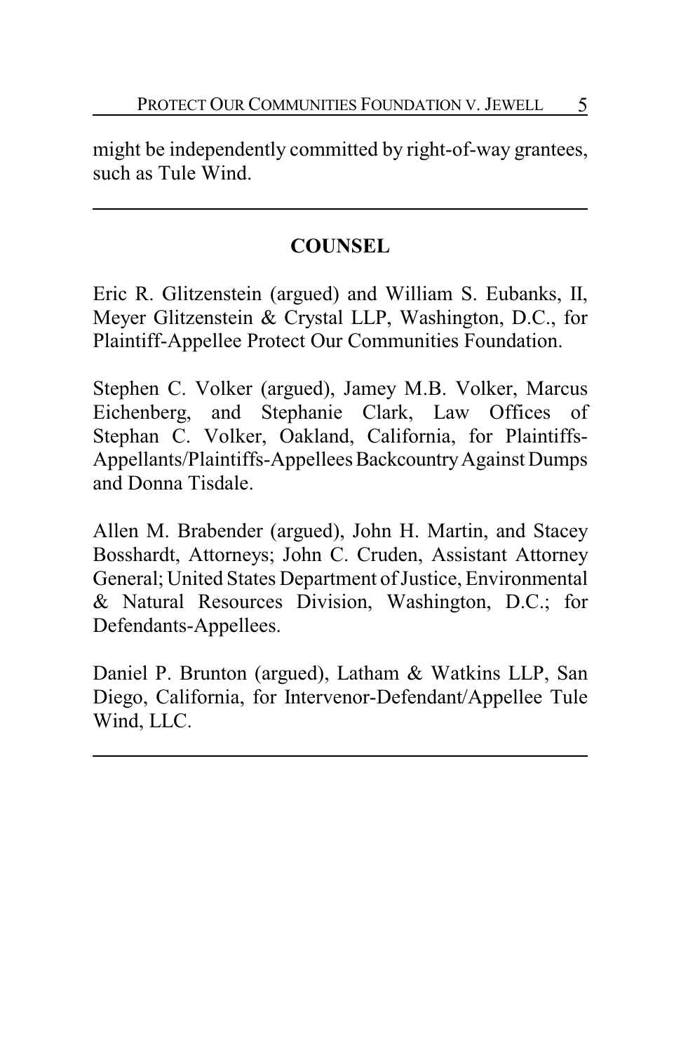might be independently committed by right-of-way grantees, such as Tule Wind.

---

## COUNSEL

Eric R. Glitzenstein (argued) and William S. Eubanks, II, Meyer Glitzenstein & Crystal LLP, Washington, D.C., for Plaintiff-Appellee Protect Our Communities Foundation.

Stephen C. Volker (argued), Jamey M.B. Volker, Marcus Eichenberg, and Stephanie Clark, Law Offices of Stephan C. Volker, Oakland, California, for Plaintiffs-Appellants/Plaintiffs-Appellees Backcountry Against Dumps and Donna Tisdale.

Allen M. Brabender (argued), John H. Martin, and Stacey Bosshardt, Attorneys; John C. Cruden, Assistant Attorney General; United States Department of Justice, Environmental & Natural Resources Division, Washington, D.C.; for Defendants-Appellees.

Daniel P. Brunton (argued), Latham & Watkins LLP, San Diego, California, for Intervenor-Defendant/Appellee Tule Wind, LLC.

---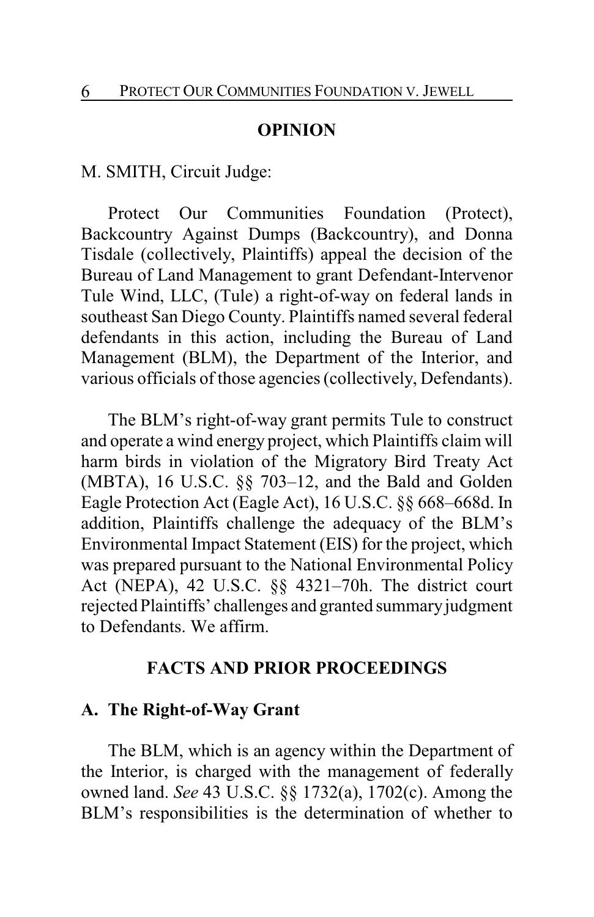## OPINION

M. SMITH, Circuit Judge:

Protect Our Communities Foundation (Protect), Backcountry Against Dumps (Backcountry), and Donna Tisdale (collectively, Plaintiffs) appeal the decision of the Bureau of Land Management to grant Defendant-Intervenor Tule Wind, LLC, (Tule) a right-of-way on federal lands in southeast San Diego County. Plaintiffs named several federal defendants in this action, including the Bureau of Land Management (BLM), the Department of the Interior, and various officials of those agencies (collectively, Defendants).

The BLM's right-of-way grant permits Tule to construct and operate a wind energy project, which Plaintiffs claim will harm birds in violation of the Migratory Bird Treaty Act (MBTA), 16 U.S.C. §§ 703–12, and the Bald and Golden Eagle Protection Act (Eagle Act), 16 U.S.C. §§ 668–668d. In addition, Plaintiffs challenge the adequacy of the BLM's Environmental Impact Statement (EIS) for the project, which was prepared pursuant to the National Environmental Policy Act (NEPA), 42 U.S.C. §§ 4321–70h. The district court rejected Plaintiffs' challenges and granted summary judgment to Defendants. We affirm.

## FACTS AND PRIOR PROCEEDINGS

### A. The Right-of-Way Grant

The BLM, which is an agency within the Department of the Interior, is charged with the management of federally owned land. *See* 43 U.S.C. §§ 1732(a), 1702(c). Among the BLM's responsibilities is the determination of whether to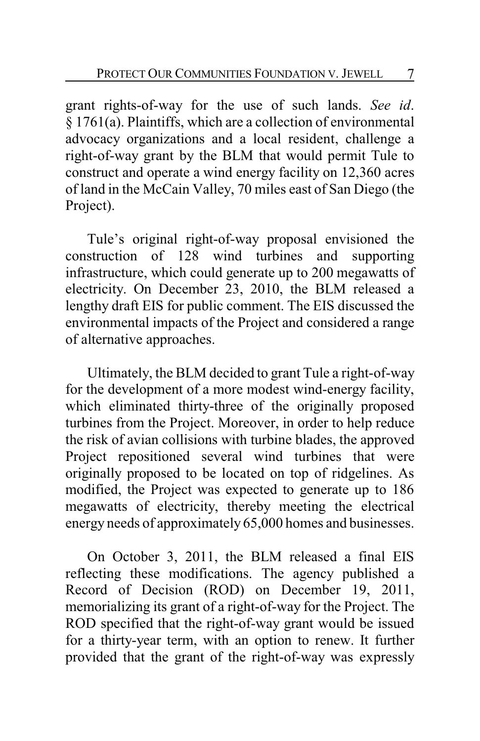grant rights-of-way for the use of such lands. *See id.* § 1761(a). Plaintiffs, which are a collection of environmental advocacy organizations and a local resident, challenge a right-of-way grant by the BLM that would permit Tule to construct and operate a wind energy facility on 12,360 acres of land in the McCain Valley, 70 miles east of San Diego (the Project).

Tule's original right-of-way proposal envisioned the construction of 128 wind turbines and supporting infrastructure, which could generate up to 200 megawatts of electricity. On December 23, 2010, the BLM released a lengthy draft EIS for public comment. The EIS discussed the environmental impacts of the Project and considered a range of alternative approaches.

Ultimately, the BLM decided to grant Tule a right-of-way for the development of a more modest wind-energy facility, which eliminated thirty-three of the originally proposed turbines from the Project. Moreover, in order to help reduce the risk of avian collisions with turbine blades, the approved Project repositioned several wind turbines that were originally proposed to be located on top of ridgelines. As modified, the Project was expected to generate up to 186 megawatts of electricity, thereby meeting the electrical energy needs of approximately 65,000 homes and businesses.

On October 3, 2011, the BLM released a final EIS reflecting these modifications. The agency published a Record of Decision (ROD) on December 19, 2011, memorializing its grant of a right-of-way for the Project. The ROD specified that the right-of-way grant would be issued for a thirty-year term, with an option to renew. It further provided that the grant of the right-of-way was expressly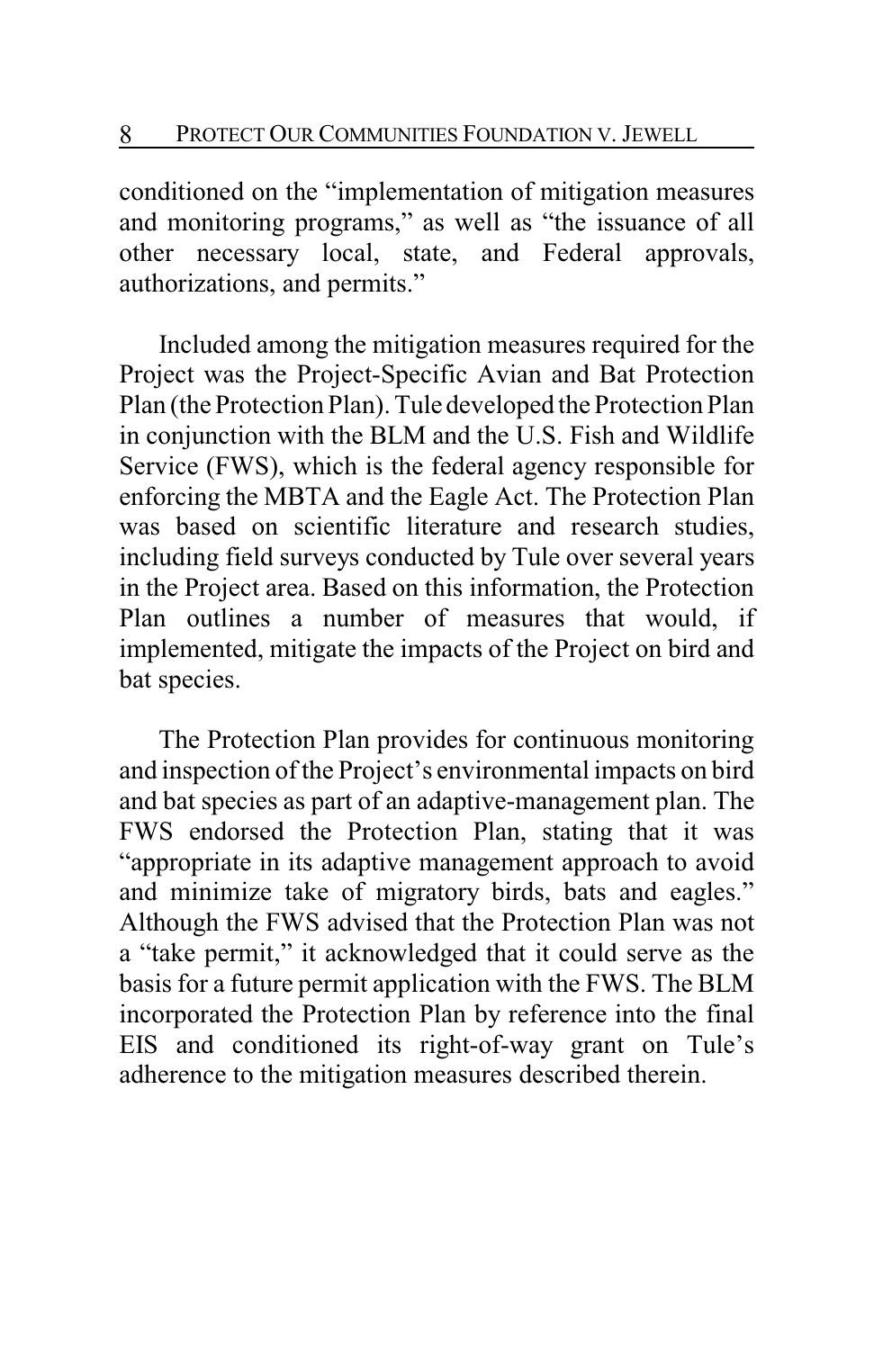conditioned on the "implementation of mitigation measures and monitoring programs," as well as "the issuance of all other necessary local, state, and Federal approvals, authorizations, and permits."

Included among the mitigation measures required for the Project was the Project-Specific Avian and Bat Protection Plan (the Protection Plan). Tule developed the Protection Plan in conjunction with the BLM and the U.S. Fish and Wildlife Service (FWS), which is the federal agency responsible for enforcing the MBTA and the Eagle Act. The Protection Plan was based on scientific literature and research studies, including field surveys conducted by Tule over several years in the Project area. Based on this information, the Protection Plan outlines a number of measures that would, if implemented, mitigate the impacts of the Project on bird and bat species.

The Protection Plan provides for continuous monitoring and inspection of the Project's environmental impacts on bird and bat species as part of an adaptive-management plan. The FWS endorsed the Protection Plan, stating that it was "appropriate in its adaptive management approach to avoid and minimize take of migratory birds, bats and eagles." Although the FWS advised that the Protection Plan was not a "take permit," it acknowledged that it could serve as the basis for a future permit application with the FWS. The BLM incorporated the Protection Plan by reference into the final EIS and conditioned its right-of-way grant on Tule's adherence to the mitigation measures described therein.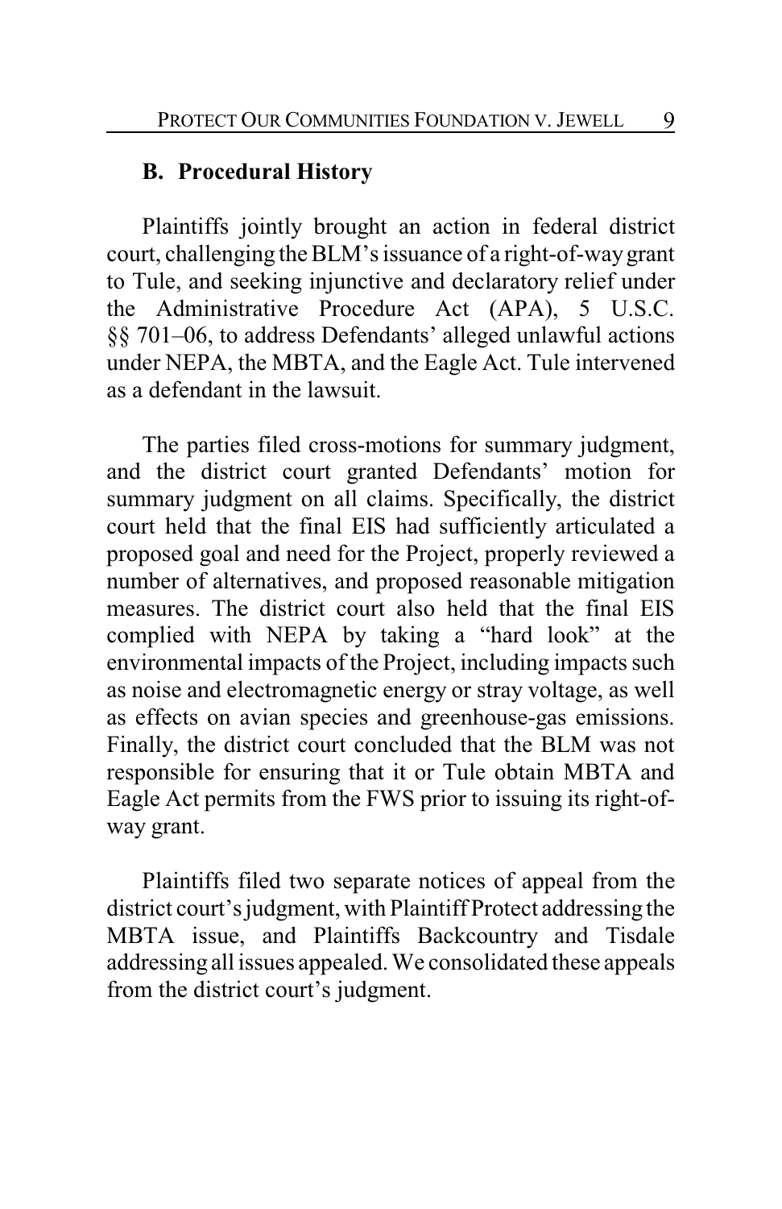### B. Procedural History

Plaintiffs jointly brought an action in federal district court, challenging the BLM's issuance of a right-of-way grant to Tule, and seeking injunctive and declaratory relief under the Administrative Procedure Act (APA), 5 U.S.C. §§ 701–06, to address Defendants' alleged unlawful actions under NEPA, the MBTA, and the Eagle Act. Tule intervened as a defendant in the lawsuit.

The parties filed cross-motions for summary judgment, and the district court granted Defendants' motion for summary judgment on all claims. Specifically, the district court held that the final EIS had sufficiently articulated a proposed goal and need for the Project, properly reviewed a number of alternatives, and proposed reasonable mitigation measures. The district court also held that the final EIS complied with NEPA by taking a "hard look" at the environmental impacts of the Project, including impacts such as noise and electromagnetic energy or stray voltage, as well as effects on avian species and greenhouse-gas emissions. Finally, the district court concluded that the BLM was not responsible for ensuring that it or Tule obtain MBTA and Eagle Act permits from the FWS prior to issuing its right-of-way grant.

Plaintiffs filed two separate notices of appeal from the district court's judgment, with Plaintiff Protect addressing the MBTA issue, and Plaintiffs Backcountry and Tisdale addressing all issues appealed. We consolidated these appeals from the district court's judgment.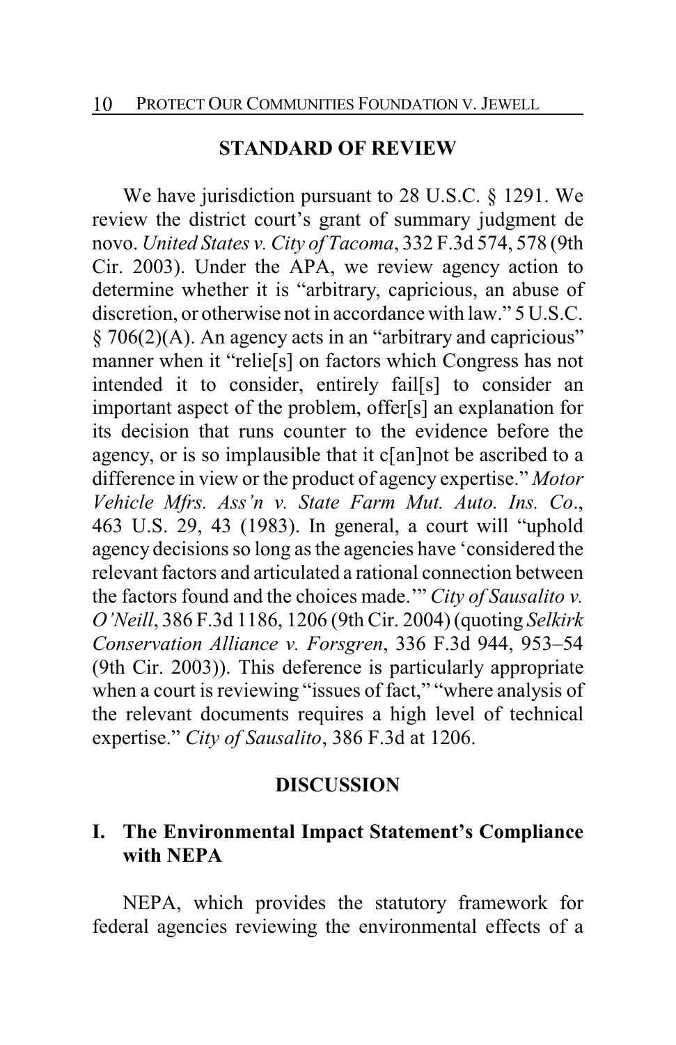## STANDARD OF REVIEW

We have jurisdiction pursuant to 28 U.S.C. § 1291. We review the district court's grant of summary judgment de novo. *United States v. City of Tacoma*, 332 F.3d 574, 578 (9th Cir. 2003). Under the APA, we review agency action to determine whether it is "arbitrary, capricious, an abuse of discretion, or otherwise not in accordance with law." 5 U.S.C. § 706(2)(A). An agency acts in an "arbitrary and capricious" manner when it "relie[s] on factors which Congress has not intended it to consider, entirely fail[s] to consider an important aspect of the problem, offer[s] an explanation for its decision that runs counter to the evidence before the agency, or is so implausible that it c[an]not be ascribed to a difference in view or the product of agency expertise." *Motor Vehicle Mfrs. Ass'n v. State Farm Mut. Auto. Ins. Co.*, 463 U.S. 29, 43 (1983). In general, a court will "uphold agency decisions so long as the agencies have 'considered the relevant factors and articulated a rational connection between the factors found and the choices made.'" *City of Sausalito v. O'Neill*, 386 F.3d 1186, 1206 (9th Cir. 2004) (quoting *Selkirk Conservation Alliance v. Forsgren*, 336 F.3d 944, 953–54 (9th Cir. 2003)). This deference is particularly appropriate when a court is reviewing "issues of fact," "where analysis of the relevant documents requires a high level of technical expertise." *City of Sausalito*, 386 F.3d at 1206.

## DISCUSSION

### I. The Environmental Impact Statement's Compliance with NEPA

NEPA, which provides the statutory framework for federal agencies reviewing the environmental effects of a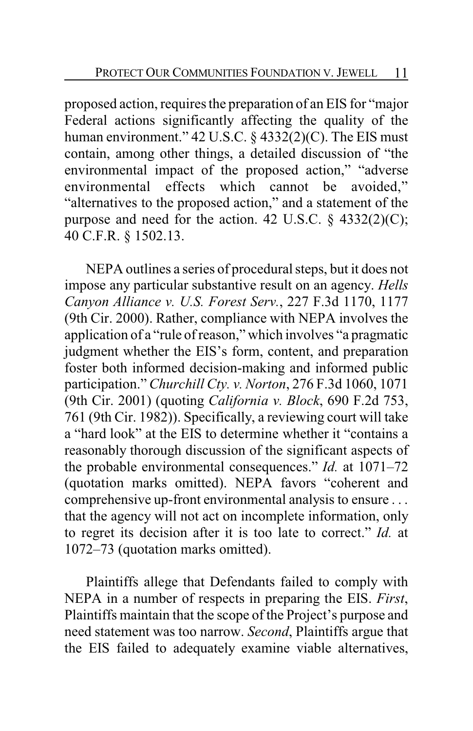proposed action, requires the preparation of an EIS for "major Federal actions significantly affecting the quality of the human environment." 42 U.S.C. § 4332(2)(C). The EIS must contain, among other things, a detailed discussion of "the environmental impact of the proposed action," "adverse environmental effects which cannot be avoided," "alternatives to the proposed action," and a statement of the purpose and need for the action. 42 U.S.C. § 4332(2)(C); 40 C.F.R. § 1502.13.

NEPA outlines a series of procedural steps, but it does not impose any particular substantive result on an agency. *Hells Canyon Alliance v. U.S. Forest Serv.*, 227 F.3d 1170, 1177 (9th Cir. 2000). Rather, compliance with NEPA involves the application of a "rule of reason," which involves "a pragmatic judgment whether the EIS's form, content, and preparation foster both informed decision-making and informed public participation." *Churchill Cty. v. Norton*, 276 F.3d 1060, 1071 (9th Cir. 2001) (quoting *California v. Block*, 690 F.2d 753, 761 (9th Cir. 1982)). Specifically, a reviewing court will take a "hard look" at the EIS to determine whether it "contains a reasonably thorough discussion of the significant aspects of the probable environmental consequences." *Id.* at 1071–72 (quotation marks omitted). NEPA favors "coherent and comprehensive up-front environmental analysis to ensure . . . that the agency will not act on incomplete information, only to regret its decision after it is too late to correct." *Id.* at 1072–73 (quotation marks omitted).

Plaintiffs allege that Defendants failed to comply with NEPA in a number of respects in preparing the EIS. *First*, Plaintiffs maintain that the scope of the Project's purpose and need statement was too narrow. *Second*, Plaintiffs argue that the EIS failed to adequately examine viable alternatives,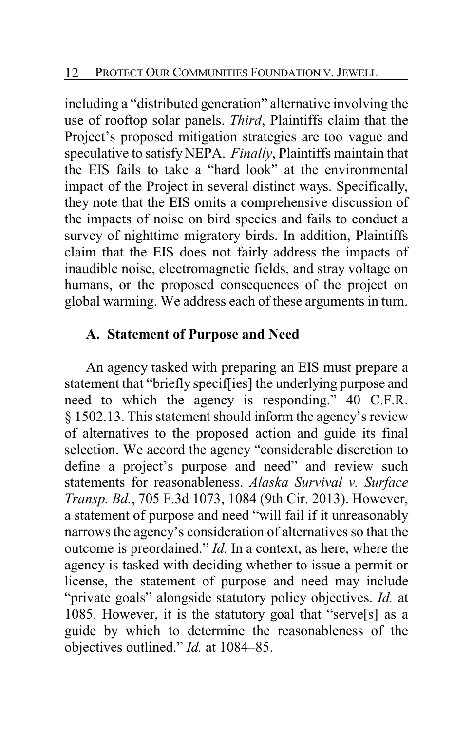including a "distributed generation" alternative involving the use of rooftop solar panels. *Third*, Plaintiffs claim that the Project's proposed mitigation strategies are too vague and speculative to satisfy NEPA. *Finally*, Plaintiffs maintain that the EIS fails to take a "hard look" at the environmental impact of the Project in several distinct ways. Specifically, they note that the EIS omits a comprehensive discussion of the impacts of noise on bird species and fails to conduct a survey of nighttime migratory birds. In addition, Plaintiffs claim that the EIS does not fairly address the impacts of inaudible noise, electromagnetic fields, and stray voltage on humans, or the proposed consequences of the project on global warming. We address each of these arguments in turn.

### A. Statement of Purpose and Need

An agency tasked with preparing an EIS must prepare a statement that "briefly specif[ies] the underlying purpose and need to which the agency is responding." 40 C.F.R. § 1502.13. This statement should inform the agency's review of alternatives to the proposed action and guide its final selection. We accord the agency "considerable discretion to define a project's purpose and need" and review such statements for reasonableness. *Alaska Survival v. Surface Transp. Bd.*, 705 F.3d 1073, 1084 (9th Cir. 2013). However, a statement of purpose and need "will fail if it unreasonably narrows the agency's consideration of alternatives so that the outcome is preordained." *Id.* In a context, as here, where the agency is tasked with deciding whether to issue a permit or license, the statement of purpose and need may include "private goals" alongside statutory policy objectives. *Id.* at 1085. However, it is the statutory goal that "serve[s] as a guide by which to determine the reasonableness of the objectives outlined." *Id.* at 1084–85.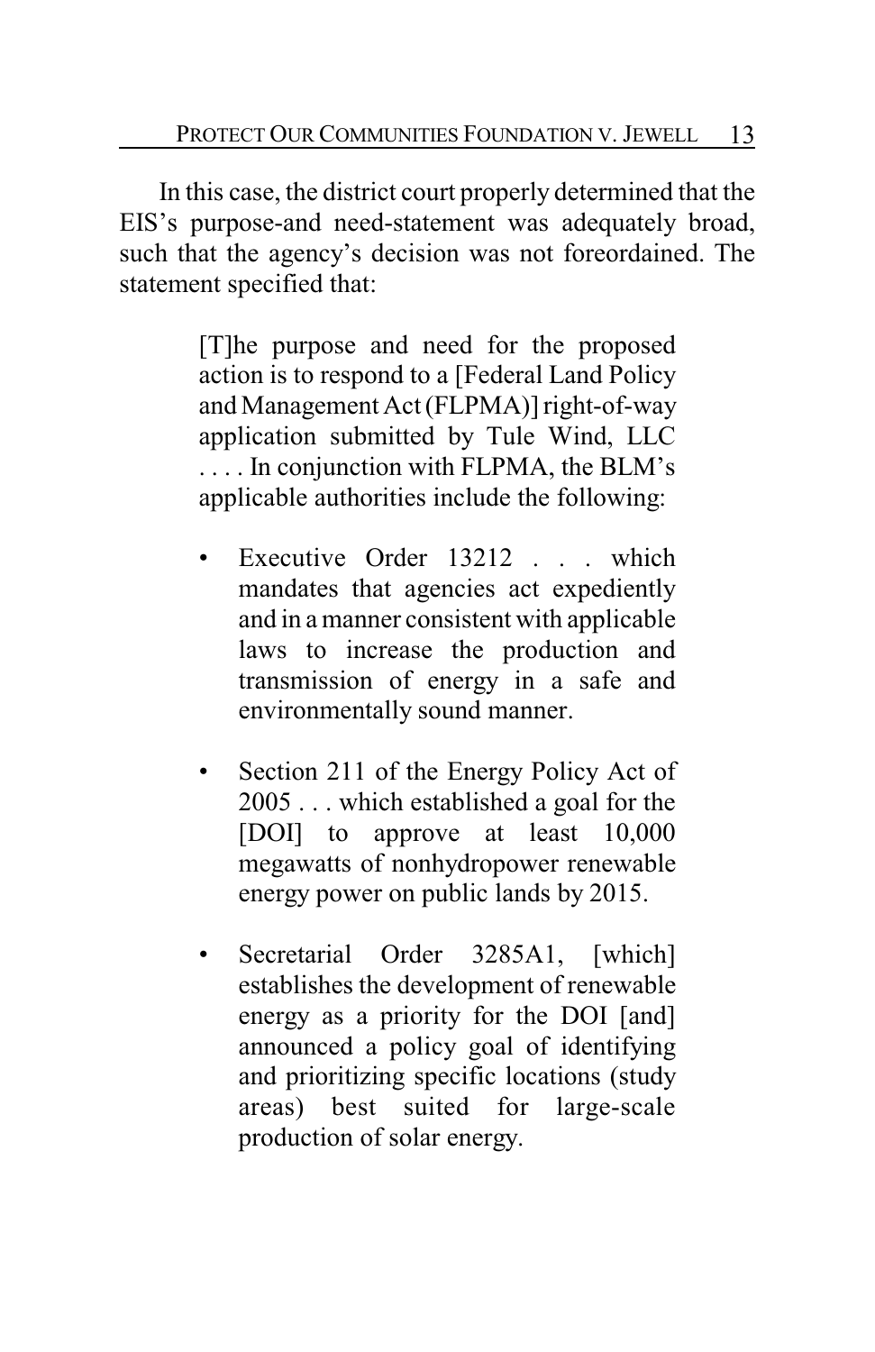In this case, the district court properly determined that the EIS's purpose-and need-statement was adequately broad, such that the agency's decision was not foreordained. The statement specified that:

> [T]he purpose and need for the proposed action is to respond to a [Federal Land Policy and Management Act (FLPMA)] right-of-way application submitted by Tule Wind, LLC . . . . In conjunction with FLPMA, the BLM's applicable authorities include the following:
>
> - Executive Order 13212 . . . which mandates that agencies act expediently and in a manner consistent with applicable laws to increase the production and transmission of energy in a safe and environmentally sound manner.
>
> - Section 211 of the Energy Policy Act of 2005 . . . which established a goal for the [DOI] to approve at least 10,000 megawatts of nonhydropower renewable energy power on public lands by 2015.
>
> - Secretarial Order 3285A1, [which] establishes the development of renewable energy as a priority for the DOI [and] announced a policy goal of identifying and prioritizing specific locations (study areas) best suited for large-scale production of solar energy.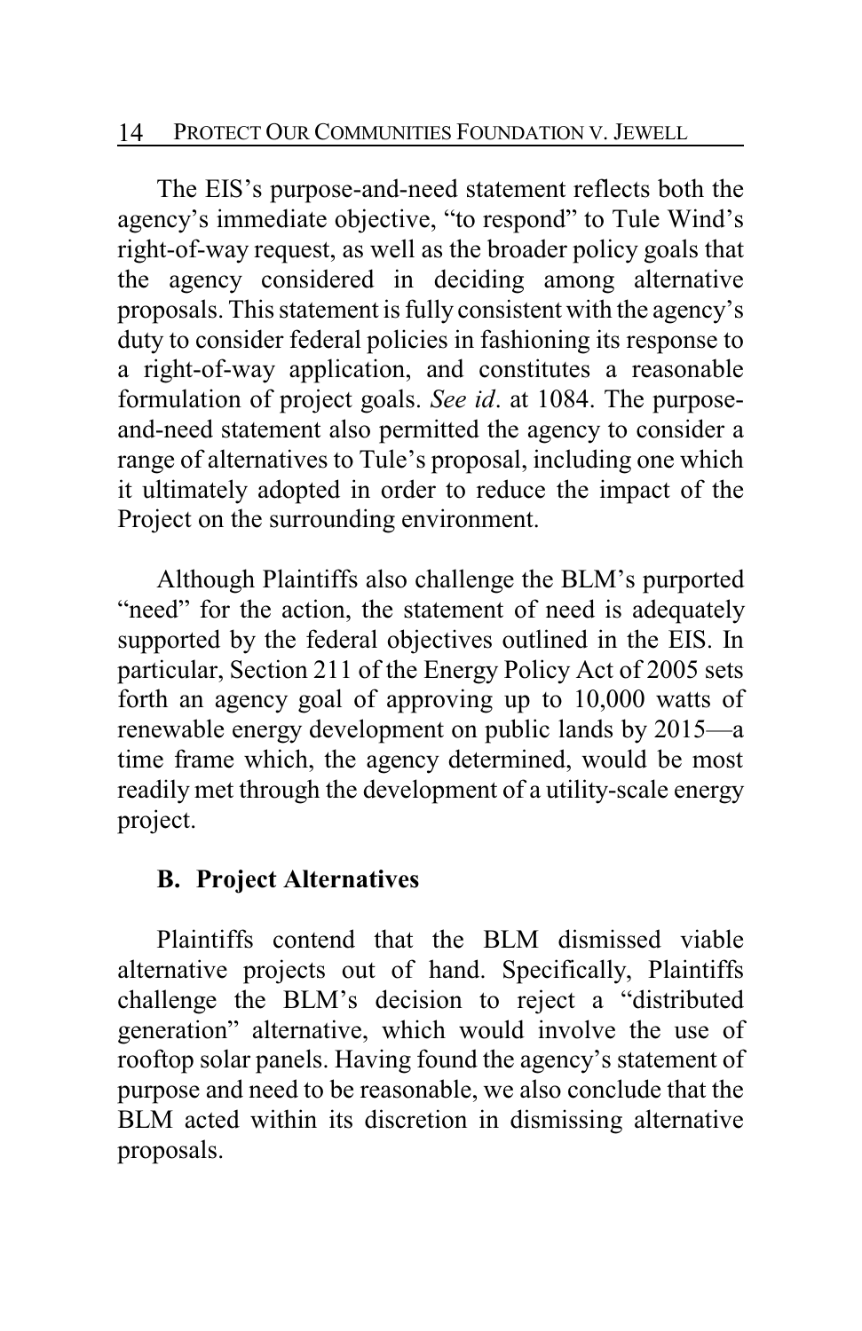The EIS's purpose-and-need statement reflects both the agency's immediate objective, "to respond" to Tule Wind's right-of-way request, as well as the broader policy goals that the agency considered in deciding among alternative proposals. This statement is fully consistent with the agency's duty to consider federal policies in fashioning its response to a right-of-way application, and constitutes a reasonable formulation of project goals. *See id*. at 1084. The purpose-and-need statement also permitted the agency to consider a range of alternatives to Tule's proposal, including one which it ultimately adopted in order to reduce the impact of the Project on the surrounding environment.

Although Plaintiffs also challenge the BLM's purported "need" for the action, the statement of need is adequately supported by the federal objectives outlined in the EIS. In particular, Section 211 of the Energy Policy Act of 2005 sets forth an agency goal of approving up to 10,000 watts of renewable energy development on public lands by 2015—a time frame which, the agency determined, would be most readily met through the development of a utility-scale energy project.

### B. Project Alternatives

Plaintiffs contend that the BLM dismissed viable alternative projects out of hand. Specifically, Plaintiffs challenge the BLM's decision to reject a "distributed generation" alternative, which would involve the use of rooftop solar panels. Having found the agency's statement of purpose and need to be reasonable, we also conclude that the BLM acted within its discretion in dismissing alternative proposals.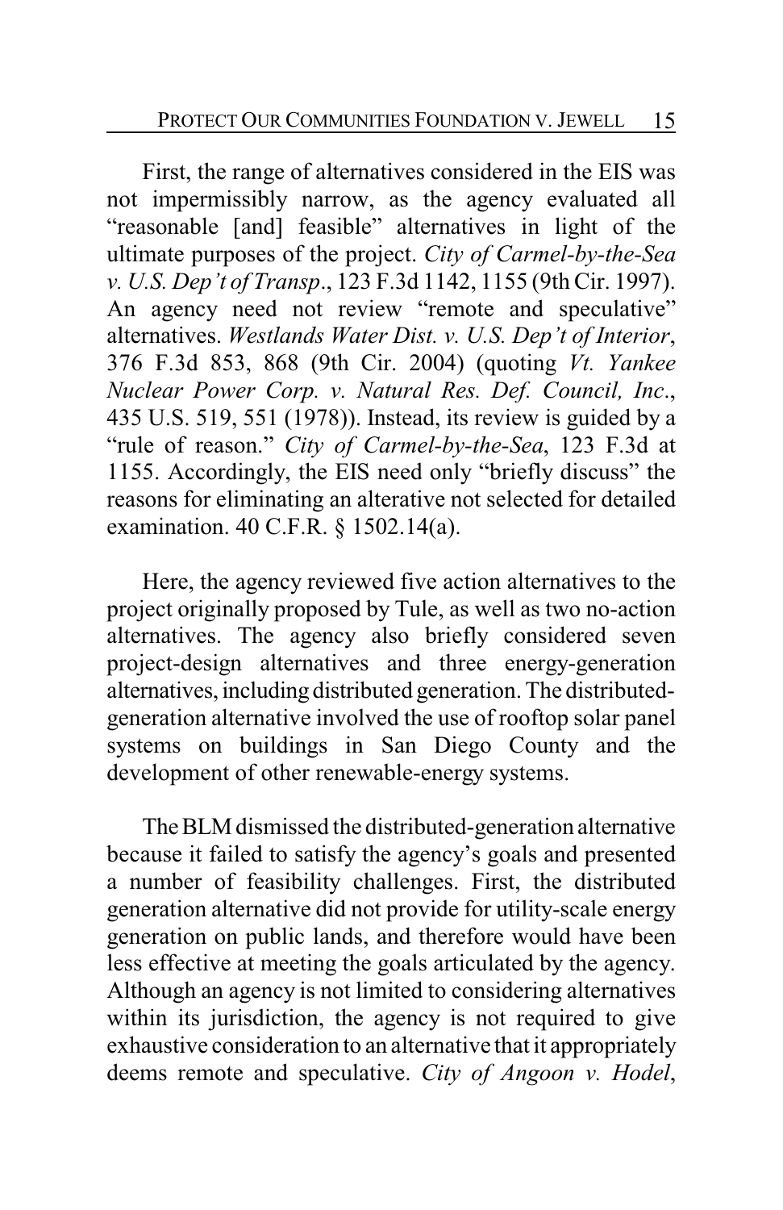First, the range of alternatives considered in the EIS was not impermissibly narrow, as the agency evaluated all "reasonable [and] feasible" alternatives in light of the ultimate purposes of the project. *City of Carmel-by-the-Sea v. U.S. Dep't of Transp.*, 123 F.3d 1142, 1155 (9th Cir. 1997). An agency need not review "remote and speculative" alternatives. *Westlands Water Dist. v. U.S. Dep't of Interior*, 376 F.3d 853, 868 (9th Cir. 2004) (quoting *Vt. Yankee Nuclear Power Corp. v. Natural Res. Def. Council, Inc.*, 435 U.S. 519, 551 (1978)). Instead, its review is guided by a "rule of reason." *City of Carmel-by-the-Sea*, 123 F.3d at 1155. Accordingly, the EIS need only "briefly discuss" the reasons for eliminating an alterative not selected for detailed examination. 40 C.F.R. § 1502.14(a).

Here, the agency reviewed five action alternatives to the project originally proposed by Tule, as well as two no-action alternatives. The agency also briefly considered seven project-design alternatives and three energy-generation alternatives, including distributed generation. The distributed-generation alternative involved the use of rooftop solar panel systems on buildings in San Diego County and the development of other renewable-energy systems.

The BLM dismissed the distributed-generation alternative because it failed to satisfy the agency's goals and presented a number of feasibility challenges. First, the distributed generation alternative did not provide for utility-scale energy generation on public lands, and therefore would have been less effective at meeting the goals articulated by the agency. Although an agency is not limited to considering alternatives within its jurisdiction, the agency is not required to give exhaustive consideration to an alternative that it appropriately deems remote and speculative. *City of Angoon v. Hodel*,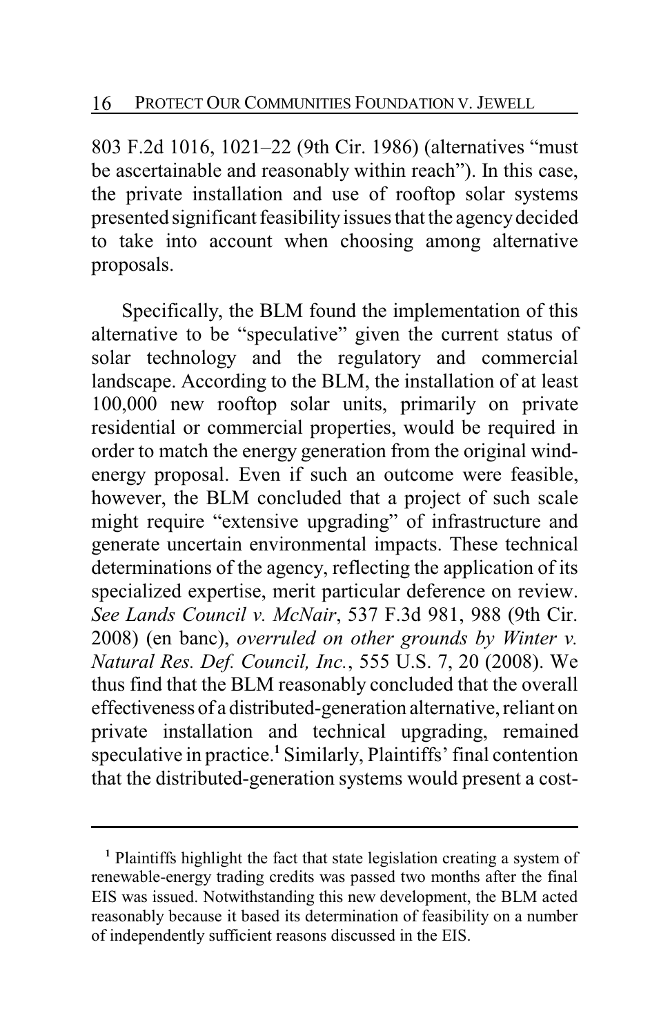803 F.2d 1016, 1021–22 (9th Cir. 1986) (alternatives "must be ascertainable and reasonably within reach"). In this case, the private installation and use of rooftop solar systems presented significant feasibility issues that the agency decided to take into account when choosing among alternative proposals.

Specifically, the BLM found the implementation of this alternative to be "speculative" given the current status of solar technology and the regulatory and commercial landscape. According to the BLM, the installation of at least 100,000 new rooftop solar units, primarily on private residential or commercial properties, would be required in order to match the energy generation from the original wind-energy proposal. Even if such an outcome were feasible, however, the BLM concluded that a project of such scale might require "extensive upgrading" of infrastructure and generate uncertain environmental impacts. These technical determinations of the agency, reflecting the application of its specialized expertise, merit particular deference on review. *See Lands Council v. McNair*, 537 F.3d 981, 988 (9th Cir. 2008) (en banc), *overruled on other grounds by Winter v. Natural Res. Def. Council, Inc.*, 555 U.S. 7, 20 (2008). We thus find that the BLM reasonably concluded that the overall effectiveness of a distributed-generation alternative, reliant on private installation and technical upgrading, remained speculative in practice.[1] Similarly, Plaintiffs' final contention that the distributed-generation systems would present a cost-

[1] Plaintiffs highlight the fact that state legislation creating a system of renewable-energy trading credits was passed two months after the final EIS was issued. Notwithstanding this new development, the BLM acted reasonably because it based its determination of feasibility on a number of independently sufficient reasons discussed in the EIS.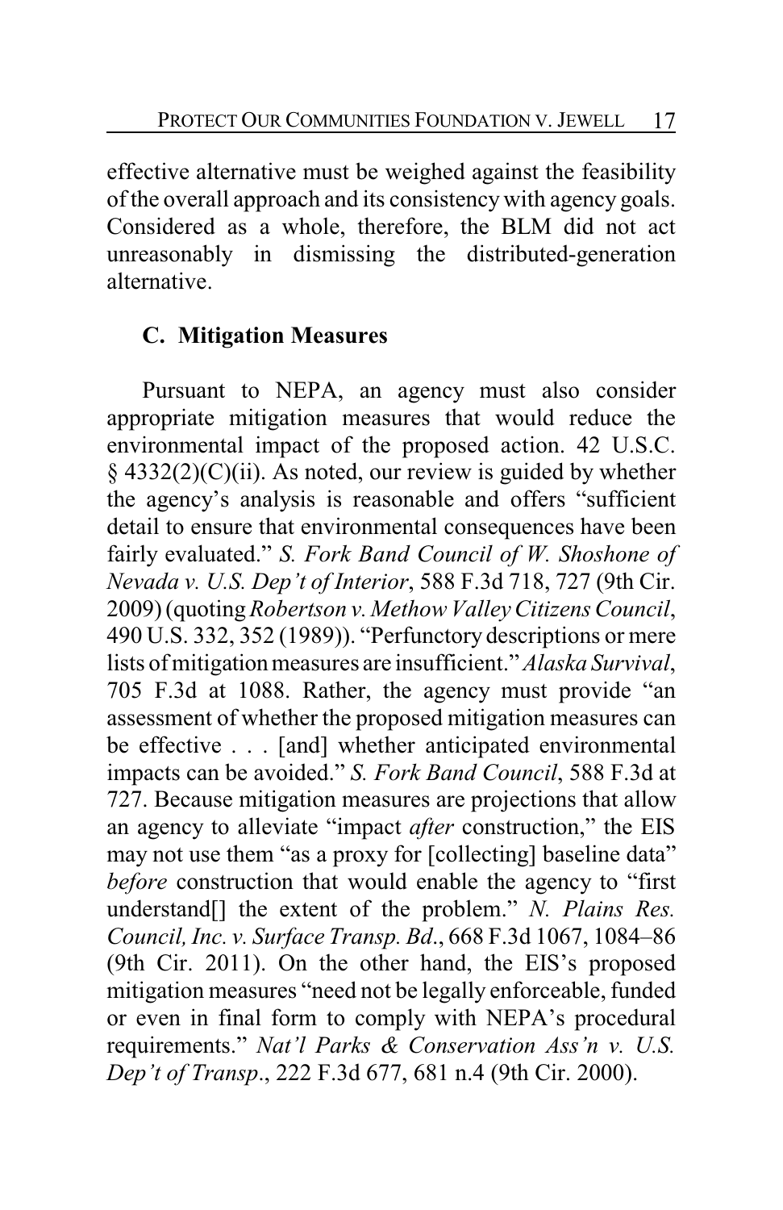effective alternative must be weighed against the feasibility of the overall approach and its consistency with agency goals. Considered as a whole, therefore, the BLM did not act unreasonably in dismissing the distributed-generation alternative.

### C. Mitigation Measures

Pursuant to NEPA, an agency must also consider appropriate mitigation measures that would reduce the environmental impact of the proposed action. 42 U.S.C. § 4332(2)(C)(ii). As noted, our review is guided by whether the agency's analysis is reasonable and offers "sufficient detail to ensure that environmental consequences have been fairly evaluated." *S. Fork Band Council of W. Shoshone of Nevada v. U.S. Dep't of Interior*, 588 F.3d 718, 727 (9th Cir. 2009) (quoting *Robertson v. Methow Valley Citizens Council*, 490 U.S. 332, 352 (1989)). "Perfunctory descriptions or mere lists of mitigation measures are insufficient." *Alaska Survival*, 705 F.3d at 1088. Rather, the agency must provide "an assessment of whether the proposed mitigation measures can be effective . . . [and] whether anticipated environmental impacts can be avoided." *S. Fork Band Council*, 588 F.3d at 727. Because mitigation measures are projections that allow an agency to alleviate "impact *after* construction," the EIS may not use them "as a proxy for [collecting] baseline data" *before* construction that would enable the agency to "first understand[] the extent of the problem." *N. Plains Res. Council, Inc. v. Surface Transp. Bd.*, 668 F.3d 1067, 1084–86 (9th Cir. 2011). On the other hand, the EIS's proposed mitigation measures "need not be legally enforceable, funded or even in final form to comply with NEPA's procedural requirements." *Nat'l Parks & Conservation Ass'n v. U.S. Dep't of Transp.*, 222 F.3d 677, 681 n.4 (9th Cir. 2000).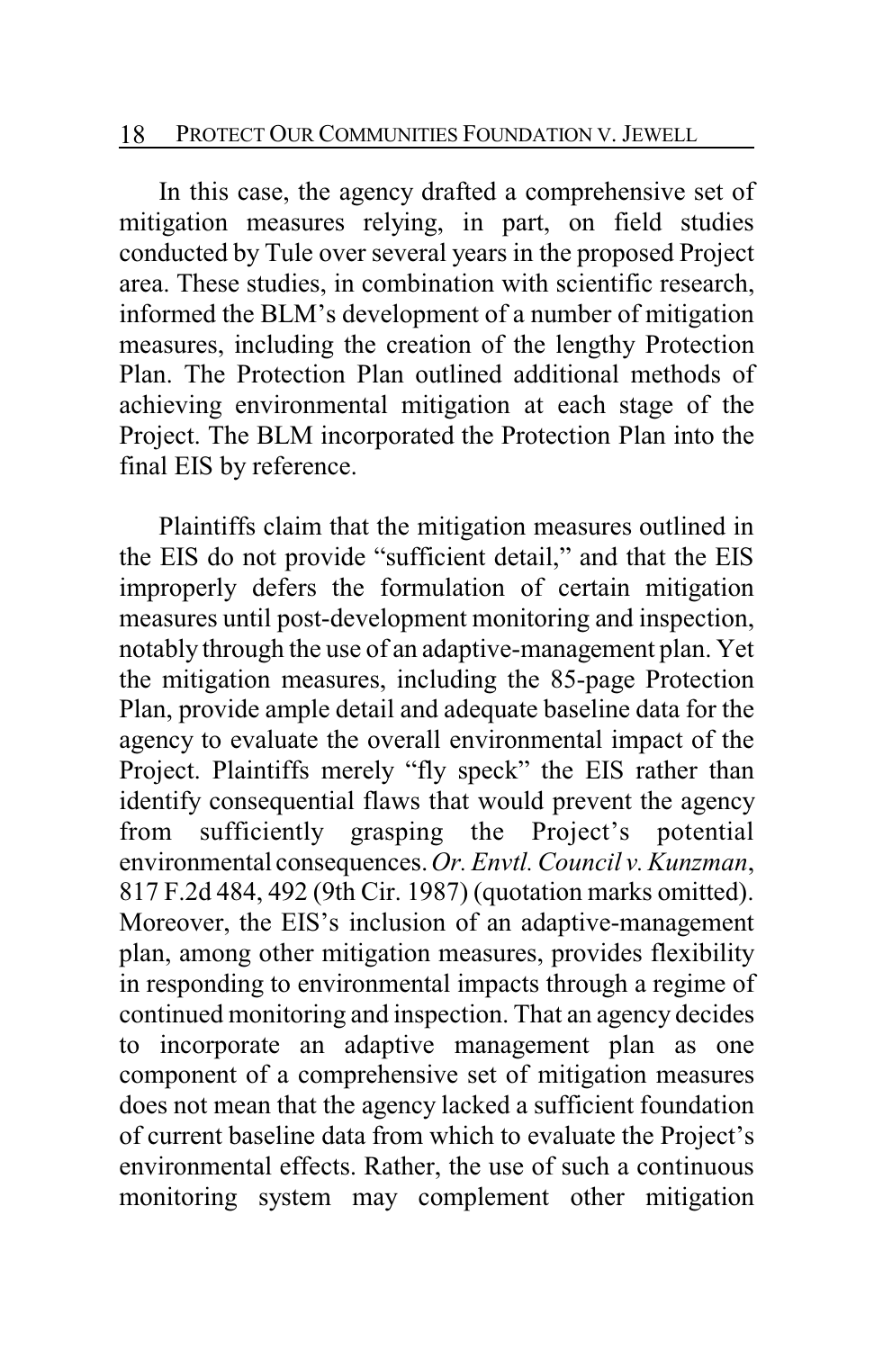In this case, the agency drafted a comprehensive set of mitigation measures relying, in part, on field studies conducted by Tule over several years in the proposed Project area. These studies, in combination with scientific research, informed the BLM's development of a number of mitigation measures, including the creation of the lengthy Protection Plan. The Protection Plan outlined additional methods of achieving environmental mitigation at each stage of the Project. The BLM incorporated the Protection Plan into the final EIS by reference.

Plaintiffs claim that the mitigation measures outlined in the EIS do not provide "sufficient detail," and that the EIS improperly defers the formulation of certain mitigation measures until post-development monitoring and inspection, notably through the use of an adaptive-management plan. Yet the mitigation measures, including the 85-page Protection Plan, provide ample detail and adequate baseline data for the agency to evaluate the overall environmental impact of the Project. Plaintiffs merely "fly speck" the EIS rather than identify consequential flaws that would prevent the agency from sufficiently grasping the Project's potential environmental consequences. *Or. Envtl. Council v. Kunzman*, 817 F.2d 484, 492 (9th Cir. 1987) (quotation marks omitted). Moreover, the EIS's inclusion of an adaptive-management plan, among other mitigation measures, provides flexibility in responding to environmental impacts through a regime of continued monitoring and inspection. That an agency decides to incorporate an adaptive management plan as one component of a comprehensive set of mitigation measures does not mean that the agency lacked a sufficient foundation of current baseline data from which to evaluate the Project's environmental effects. Rather, the use of such a continuous monitoring system may complement other mitigation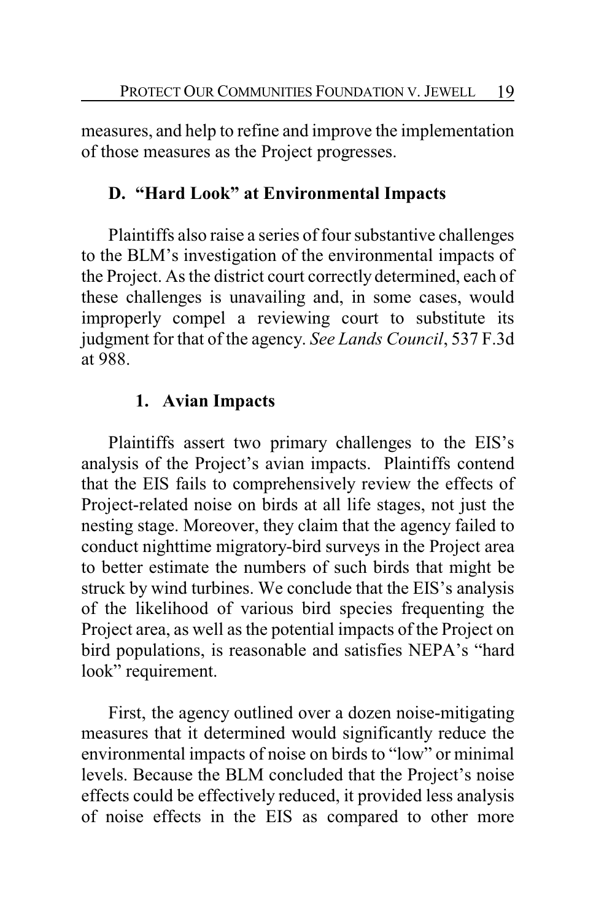measures, and help to refine and improve the implementation of those measures as the Project progresses.

### D. "Hard Look" at Environmental Impacts

Plaintiffs also raise a series of four substantive challenges to the BLM's investigation of the environmental impacts of the Project. As the district court correctly determined, each of these challenges is unavailing and, in some cases, would improperly compel a reviewing court to substitute its judgment for that of the agency. *See Lands Council*, 537 F.3d at 988.

#### 1. Avian Impacts

Plaintiffs assert two primary challenges to the EIS's analysis of the Project's avian impacts. Plaintiffs contend that the EIS fails to comprehensively review the effects of Project-related noise on birds at all life stages, not just the nesting stage. Moreover, they claim that the agency failed to conduct nighttime migratory-bird surveys in the Project area to better estimate the numbers of such birds that might be struck by wind turbines. We conclude that the EIS's analysis of the likelihood of various bird species frequenting the Project area, as well as the potential impacts of the Project on bird populations, is reasonable and satisfies NEPA's "hard look" requirement.

First, the agency outlined over a dozen noise-mitigating measures that it determined would significantly reduce the environmental impacts of noise on birds to "low" or minimal levels. Because the BLM concluded that the Project's noise effects could be effectively reduced, it provided less analysis of noise effects in the EIS as compared to other more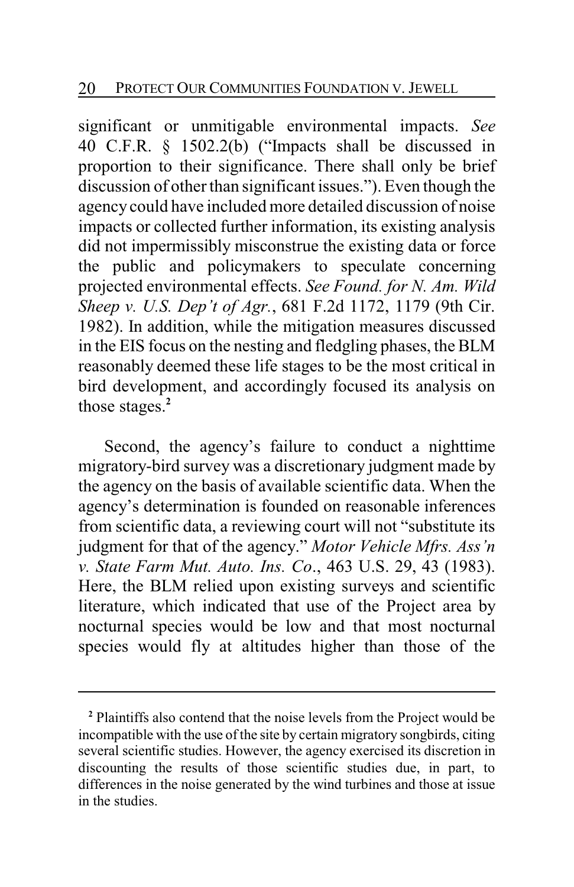significant or unmitigable environmental impacts. *See* 40 C.F.R. § 1502.2(b) ("Impacts shall be discussed in proportion to their significance. There shall only be brief discussion of other than significant issues."). Even though the agency could have included more detailed discussion of noise impacts or collected further information, its existing analysis did not impermissibly misconstrue the existing data or force the public and policymakers to speculate concerning projected environmental effects. *See Found. for N. Am. Wild Sheep v. U.S. Dep't of Agr.*, 681 F.2d 1172, 1179 (9th Cir. 1982). In addition, while the mitigation measures discussed in the EIS focus on the nesting and fledgling phases, the BLM reasonably deemed these life stages to be the most critical in bird development, and accordingly focused its analysis on those stages.[2]

Second, the agency's failure to conduct a nighttime migratory-bird survey was a discretionary judgment made by the agency on the basis of available scientific data. When the agency's determination is founded on reasonable inferences from scientific data, a reviewing court will not "substitute its judgment for that of the agency." *Motor Vehicle Mfrs. Ass'n v. State Farm Mut. Auto. Ins. Co*., 463 U.S. 29, 43 (1983). Here, the BLM relied upon existing surveys and scientific literature, which indicated that use of the Project area by nocturnal species would be low and that most nocturnal species would fly at altitudes higher than those of the

---

[2] Plaintiffs also contend that the noise levels from the Project would be incompatible with the use of the site by certain migratory songbirds, citing several scientific studies. However, the agency exercised its discretion in discounting the results of those scientific studies due, in part, to differences in the noise generated by the wind turbines and those at issue in the studies.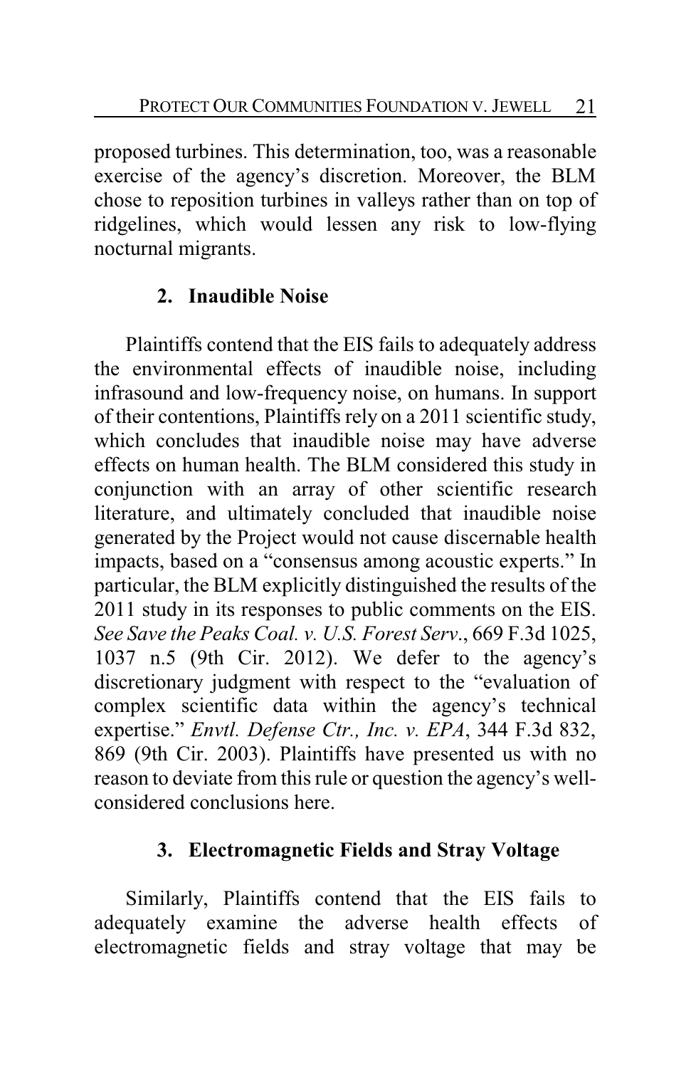proposed turbines. This determination, too, was a reasonable exercise of the agency's discretion. Moreover, the BLM chose to reposition turbines in valleys rather than on top of ridgelines, which would lessen any risk to low-flying nocturnal migrants.

### 2. Inaudible Noise

Plaintiffs contend that the EIS fails to adequately address the environmental effects of inaudible noise, including infrasound and low-frequency noise, on humans. In support of their contentions, Plaintiffs rely on a 2011 scientific study, which concludes that inaudible noise may have adverse effects on human health. The BLM considered this study in conjunction with an array of other scientific research literature, and ultimately concluded that inaudible noise generated by the Project would not cause discernable health impacts, based on a "consensus among acoustic experts." In particular, the BLM explicitly distinguished the results of the 2011 study in its responses to public comments on the EIS. *See Save the Peaks Coal. v. U.S. Forest Serv.*, 669 F.3d 1025, 1037 n.5 (9th Cir. 2012). We defer to the agency's discretionary judgment with respect to the "evaluation of complex scientific data within the agency's technical expertise." *Envtl. Defense Ctr., Inc. v. EPA*, 344 F.3d 832, 869 (9th Cir. 2003). Plaintiffs have presented us with no reason to deviate from this rule or question the agency's well-considered conclusions here.

### 3. Electromagnetic Fields and Stray Voltage

Similarly, Plaintiffs contend that the EIS fails to adequately examine the adverse health effects of electromagnetic fields and stray voltage that may be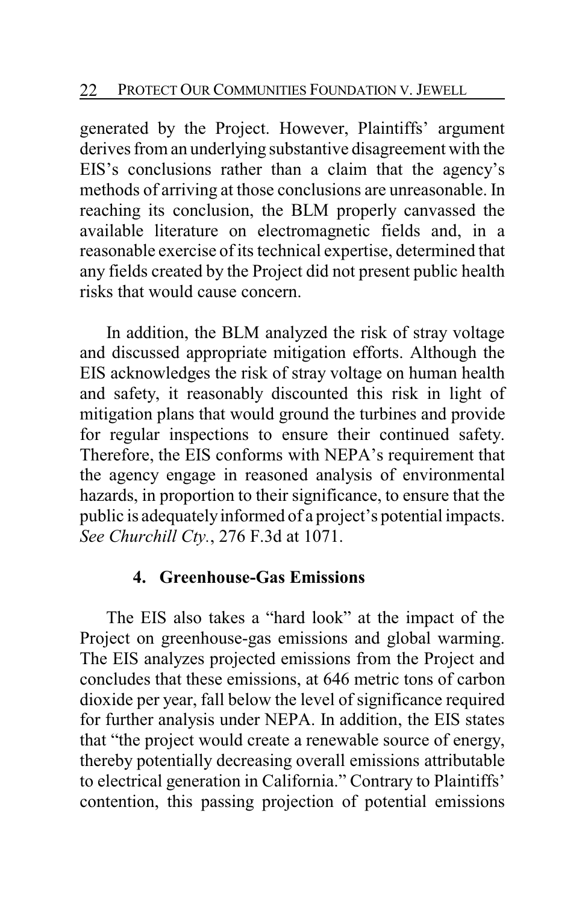generated by the Project. However, Plaintiffs' argument derives from an underlying substantive disagreement with the EIS's conclusions rather than a claim that the agency's methods of arriving at those conclusions are unreasonable. In reaching its conclusion, the BLM properly canvassed the available literature on electromagnetic fields and, in a reasonable exercise of its technical expertise, determined that any fields created by the Project did not present public health risks that would cause concern.

In addition, the BLM analyzed the risk of stray voltage and discussed appropriate mitigation efforts. Although the EIS acknowledges the risk of stray voltage on human health and safety, it reasonably discounted this risk in light of mitigation plans that would ground the turbines and provide for regular inspections to ensure their continued safety. Therefore, the EIS conforms with NEPA's requirement that the agency engage in reasoned analysis of environmental hazards, in proportion to their significance, to ensure that the public is adequately informed of a project's potential impacts. *See Churchill Cty.*, 276 F.3d at 1071.

#### 4. Greenhouse-Gas Emissions

The EIS also takes a "hard look" at the impact of the Project on greenhouse-gas emissions and global warming. The EIS analyzes projected emissions from the Project and concludes that these emissions, at 646 metric tons of carbon dioxide per year, fall below the level of significance required for further analysis under NEPA. In addition, the EIS states that "the project would create a renewable source of energy, thereby potentially decreasing overall emissions attributable to electrical generation in California." Contrary to Plaintiffs' contention, this passing projection of potential emissions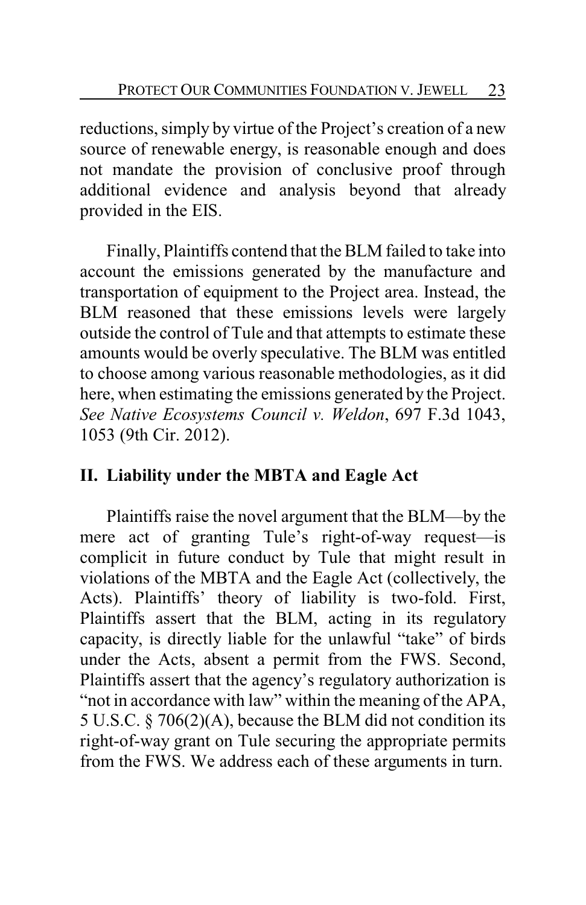reductions, simply by virtue of the Project's creation of a new source of renewable energy, is reasonable enough and does not mandate the provision of conclusive proof through additional evidence and analysis beyond that already provided in the EIS.

Finally, Plaintiffs contend that the BLM failed to take into account the emissions generated by the manufacture and transportation of equipment to the Project area. Instead, the BLM reasoned that these emissions levels were largely outside the control of Tule and that attempts to estimate these amounts would be overly speculative. The BLM was entitled to choose among various reasonable methodologies, as it did here, when estimating the emissions generated by the Project. *See Native Ecosystems Council v. Weldon*, 697 F.3d 1043, 1053 (9th Cir. 2012).

## II. Liability under the MBTA and Eagle Act

Plaintiffs raise the novel argument that the BLM—by the mere act of granting Tule's right-of-way request—is complicit in future conduct by Tule that might result in violations of the MBTA and the Eagle Act (collectively, the Acts). Plaintiffs' theory of liability is two-fold. First, Plaintiffs assert that the BLM, acting in its regulatory capacity, is directly liable for the unlawful "take" of birds under the Acts, absent a permit from the FWS. Second, Plaintiffs assert that the agency's regulatory authorization is "not in accordance with law" within the meaning of the APA, 5 U.S.C. § 706(2)(A), because the BLM did not condition its right-of-way grant on Tule securing the appropriate permits from the FWS. We address each of these arguments in turn.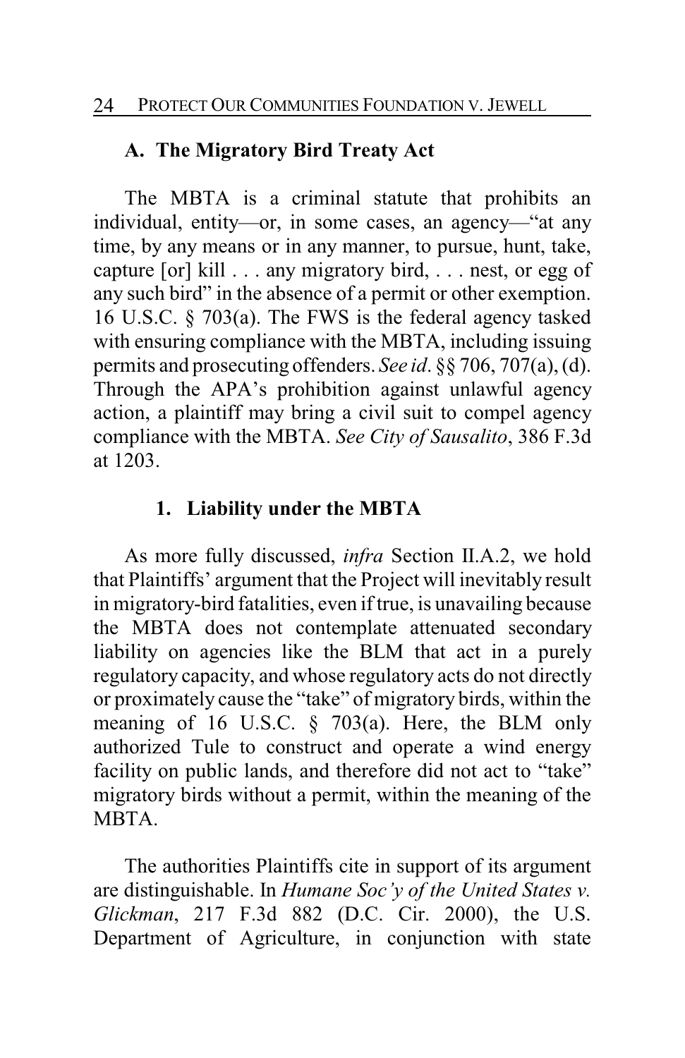### A. The Migratory Bird Treaty Act

The MBTA is a criminal statute that prohibits an individual, entity—or, in some cases, an agency—"at any time, by any means or in any manner, to pursue, hunt, take, capture [or] kill . . . any migratory bird, . . . nest, or egg of any such bird" in the absence of a permit or other exemption. 16 U.S.C. § 703(a). The FWS is the federal agency tasked with ensuring compliance with the MBTA, including issuing permits and prosecuting offenders. *See id*. §§ 706, 707(a), (d). Through the APA's prohibition against unlawful agency action, a plaintiff may bring a civil suit to compel agency compliance with the MBTA. *See City of Sausalito*, 386 F.3d at 1203.

#### 1. Liability under the MBTA

As more fully discussed, *infra* Section II.A.2, we hold that Plaintiffs' argument that the Project will inevitably result in migratory-bird fatalities, even if true, is unavailing because the MBTA does not contemplate attenuated secondary liability on agencies like the BLM that act in a purely regulatory capacity, and whose regulatory acts do not directly or proximately cause the "take" of migratory birds, within the meaning of 16 U.S.C. § 703(a). Here, the BLM only authorized Tule to construct and operate a wind energy facility on public lands, and therefore did not act to "take" migratory birds without a permit, within the meaning of the MBTA.

The authorities Plaintiffs cite in support of its argument are distinguishable. In *Humane Soc'y of the United States v. Glickman*, 217 F.3d 882 (D.C. Cir. 2000), the U.S. Department of Agriculture, in conjunction with state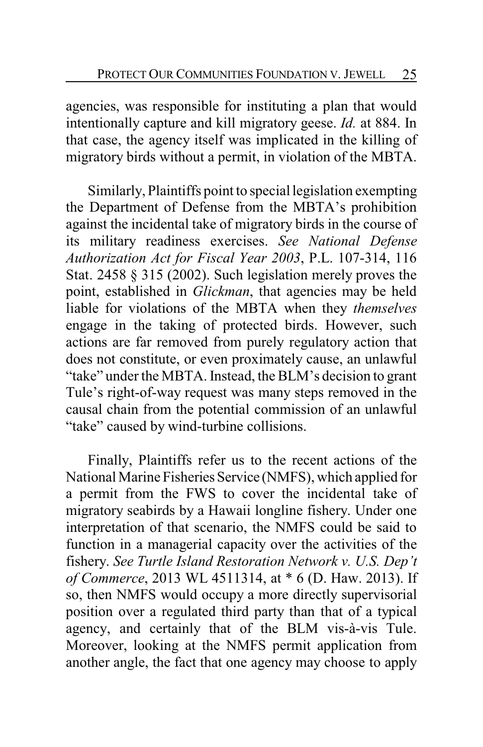agencies, was responsible for instituting a plan that would intentionally capture and kill migratory geese. *Id.* at 884. In that case, the agency itself was implicated in the killing of migratory birds without a permit, in violation of the MBTA.

Similarly, Plaintiffs point to special legislation exempting the Department of Defense from the MBTA's prohibition against the incidental take of migratory birds in the course of its military readiness exercises. *See National Defense Authorization Act for Fiscal Year 2003*, P.L. 107-314, 116 Stat. 2458 § 315 (2002). Such legislation merely proves the point, established in *Glickman*, that agencies may be held liable for violations of the MBTA when they *themselves* engage in the taking of protected birds. However, such actions are far removed from purely regulatory action that does not constitute, or even proximately cause, an unlawful "take" under the MBTA. Instead, the BLM's decision to grant Tule's right-of-way request was many steps removed in the causal chain from the potential commission of an unlawful "take" caused by wind-turbine collisions.

Finally, Plaintiffs refer us to the recent actions of the National Marine Fisheries Service (NMFS), which applied for a permit from the FWS to cover the incidental take of migratory seabirds by a Hawaii longline fishery. Under one interpretation of that scenario, the NMFS could be said to function in a managerial capacity over the activities of the fishery. *See Turtle Island Restoration Network v. U.S. Dep't of Commerce*, 2013 WL 4511314, at * 6 (D. Haw. 2013). If so, then NMFS would occupy a more directly supervisorial position over a regulated third party than that of a typical agency, and certainly that of the BLM vis-à-vis Tule. Moreover, looking at the NMFS permit application from another angle, the fact that one agency may choose to apply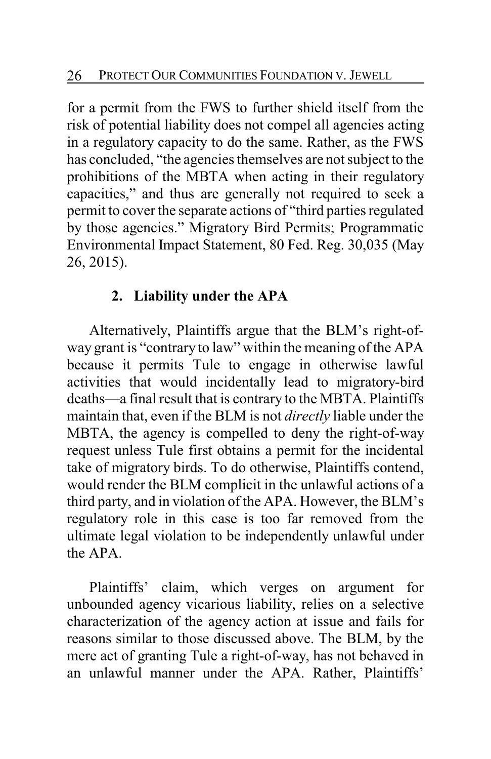for a permit from the FWS to further shield itself from the risk of potential liability does not compel all agencies acting in a regulatory capacity to do the same. Rather, as the FWS has concluded, "the agencies themselves are not subject to the prohibitions of the MBTA when acting in their regulatory capacities," and thus are generally not required to seek a permit to cover the separate actions of "third parties regulated by those agencies." Migratory Bird Permits; Programmatic Environmental Impact Statement, 80 Fed. Reg. 30,035 (May 26, 2015).

### 2. Liability under the APA

Alternatively, Plaintiffs argue that the BLM's right-of-way grant is "contrary to law" within the meaning of the APA because it permits Tule to engage in otherwise lawful activities that would incidentally lead to migratory-bird deaths—a final result that is contrary to the MBTA. Plaintiffs maintain that, even if the BLM is not *directly* liable under the MBTA, the agency is compelled to deny the right-of-way request unless Tule first obtains a permit for the incidental take of migratory birds. To do otherwise, Plaintiffs contend, would render the BLM complicit in the unlawful actions of a third party, and in violation of the APA. However, the BLM's regulatory role in this case is too far removed from the ultimate legal violation to be independently unlawful under the APA.

Plaintiffs' claim, which verges on argument for unbounded agency vicarious liability, relies on a selective characterization of the agency action at issue and fails for reasons similar to those discussed above. The BLM, by the mere act of granting Tule a right-of-way, has not behaved in an unlawful manner under the APA. Rather, Plaintiffs'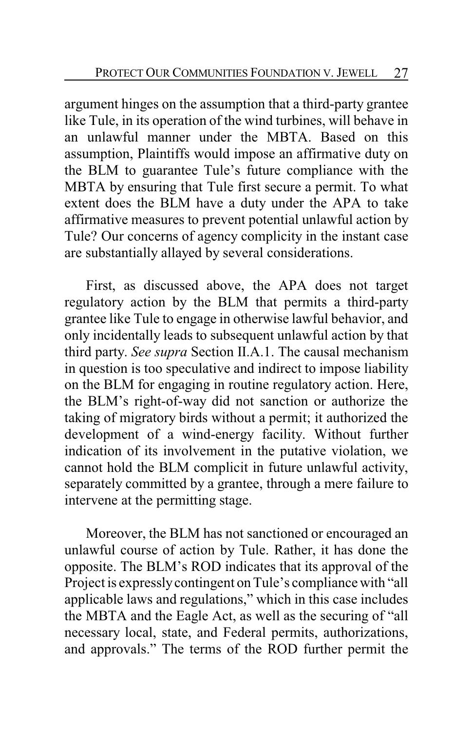argument hinges on the assumption that a third-party grantee like Tule, in its operation of the wind turbines, will behave in an unlawful manner under the MBTA. Based on this assumption, Plaintiffs would impose an affirmative duty on the BLM to guarantee Tule's future compliance with the MBTA by ensuring that Tule first secure a permit. To what extent does the BLM have a duty under the APA to take affirmative measures to prevent potential unlawful action by Tule? Our concerns of agency complicity in the instant case are substantially allayed by several considerations.

First, as discussed above, the APA does not target regulatory action by the BLM that permits a third-party grantee like Tule to engage in otherwise lawful behavior, and only incidentally leads to subsequent unlawful action by that third party. *See supra* Section II.A.1. The causal mechanism in question is too speculative and indirect to impose liability on the BLM for engaging in routine regulatory action. Here, the BLM's right-of-way did not sanction or authorize the taking of migratory birds without a permit; it authorized the development of a wind-energy facility. Without further indication of its involvement in the putative violation, we cannot hold the BLM complicit in future unlawful activity, separately committed by a grantee, through a mere failure to intervene at the permitting stage.

Moreover, the BLM has not sanctioned or encouraged an unlawful course of action by Tule. Rather, it has done the opposite. The BLM's ROD indicates that its approval of the Project is expressly contingent on Tule's compliance with "all applicable laws and regulations," which in this case includes the MBTA and the Eagle Act, as well as the securing of "all necessary local, state, and Federal permits, authorizations, and approvals." The terms of the ROD further permit the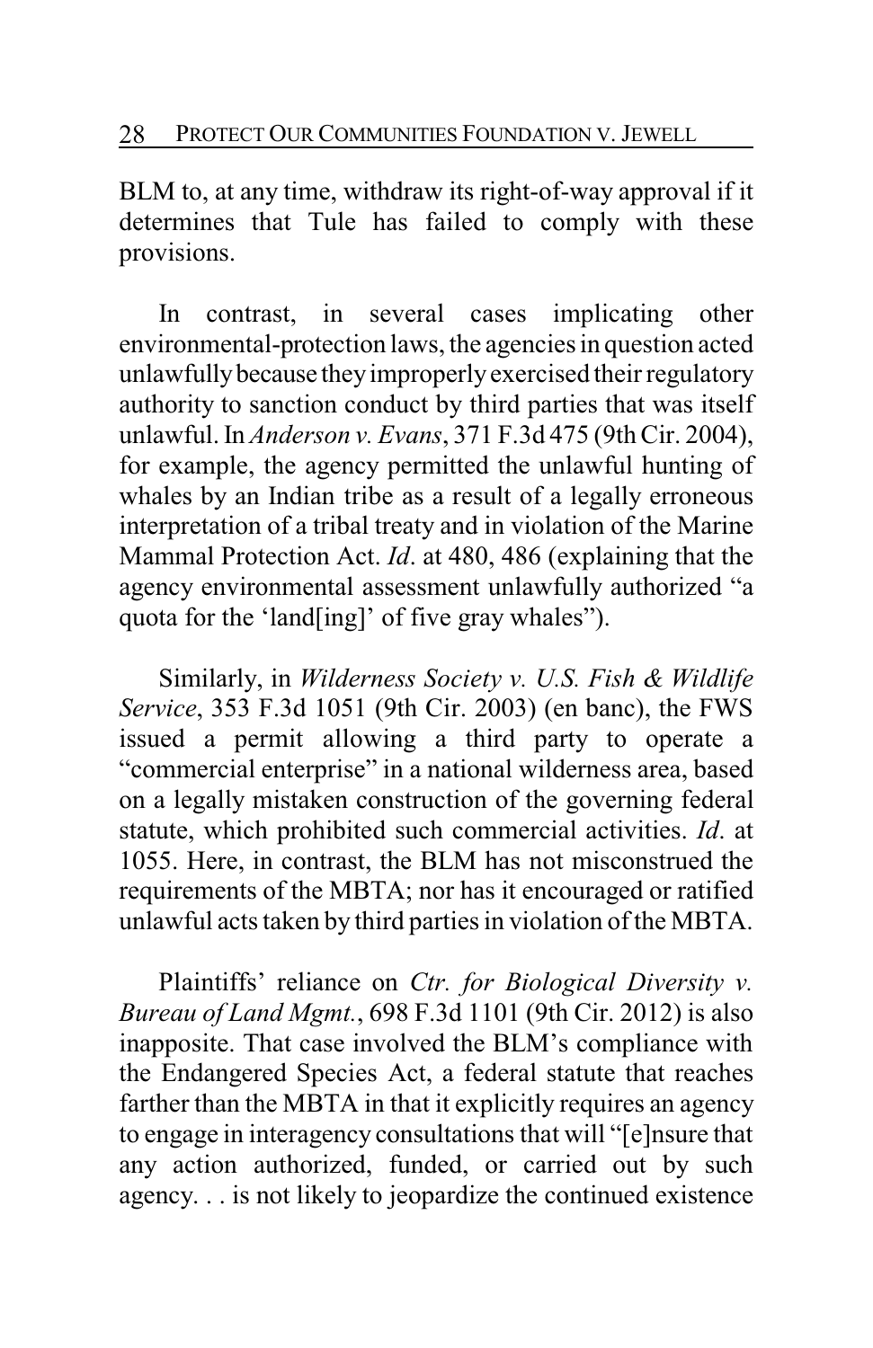BLM to, at any time, withdraw its right-of-way approval if it determines that Tule has failed to comply with these provisions.

In contrast, in several cases implicating other environmental-protection laws, the agencies in question acted unlawfully because they improperly exercised their regulatory authority to sanction conduct by third parties that was itself unlawful. In *Anderson v. Evans*, 371 F.3d 475 (9th Cir. 2004), for example, the agency permitted the unlawful hunting of whales by an Indian tribe as a result of a legally erroneous interpretation of a tribal treaty and in violation of the Marine Mammal Protection Act. *Id*. at 480, 486 (explaining that the agency environmental assessment unlawfully authorized "a quota for the 'land[ing]' of five gray whales").

Similarly, in *Wilderness Society v. U.S. Fish & Wildlife Service*, 353 F.3d 1051 (9th Cir. 2003) (en banc), the FWS issued a permit allowing a third party to operate a "commercial enterprise" in a national wilderness area, based on a legally mistaken construction of the governing federal statute, which prohibited such commercial activities. *Id*. at 1055. Here, in contrast, the BLM has not misconstrued the requirements of the MBTA; nor has it encouraged or ratified unlawful acts taken by third parties in violation of the MBTA.

Plaintiffs' reliance on *Ctr. for Biological Diversity v. Bureau of Land Mgmt.*, 698 F.3d 1101 (9th Cir. 2012) is also inapposite. That case involved the BLM's compliance with the Endangered Species Act, a federal statute that reaches farther than the MBTA in that it explicitly requires an agency to engage in interagency consultations that will "[e]nsure that any action authorized, funded, or carried out by such agency. . . is not likely to jeopardize the continued existence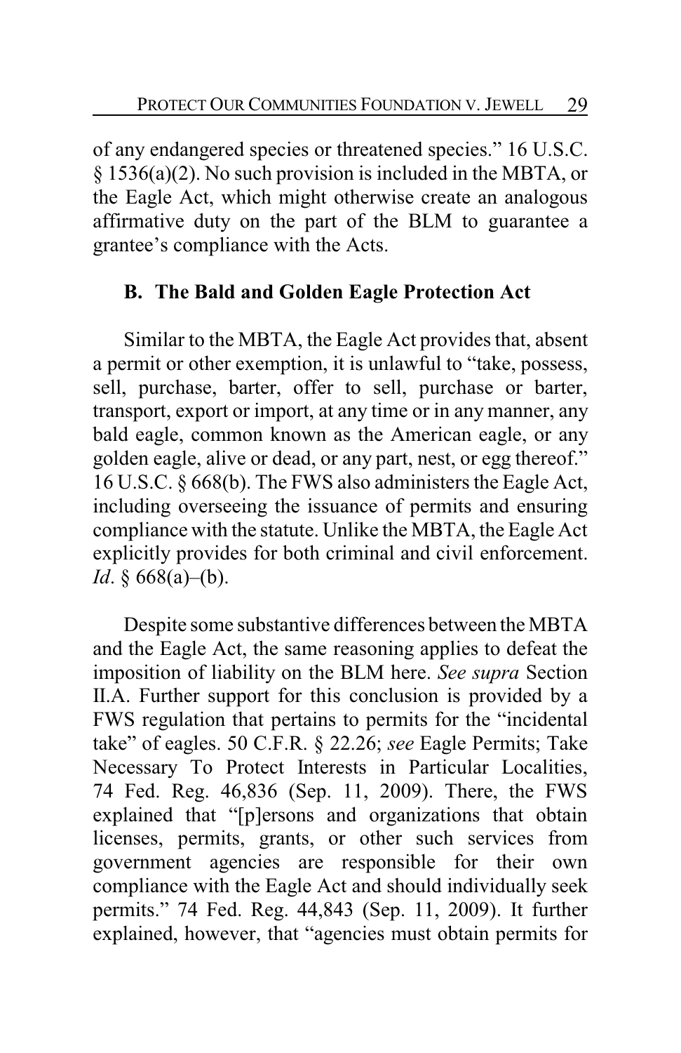of any endangered species or threatened species." 16 U.S.C. § 1536(a)(2). No such provision is included in the MBTA, or the Eagle Act, which might otherwise create an analogous affirmative duty on the part of the BLM to guarantee a grantee's compliance with the Acts.

### B. The Bald and Golden Eagle Protection Act

Similar to the MBTA, the Eagle Act provides that, absent a permit or other exemption, it is unlawful to "take, possess, sell, purchase, barter, offer to sell, purchase or barter, transport, export or import, at any time or in any manner, any bald eagle, common known as the American eagle, or any golden eagle, alive or dead, or any part, nest, or egg thereof." 16 U.S.C. § 668(b). The FWS also administers the Eagle Act, including overseeing the issuance of permits and ensuring compliance with the statute. Unlike the MBTA, the Eagle Act explicitly provides for both criminal and civil enforcement. *Id*. § 668(a)–(b).

Despite some substantive differences between the MBTA and the Eagle Act, the same reasoning applies to defeat the imposition of liability on the BLM here. *See supra* Section II.A. Further support for this conclusion is provided by a FWS regulation that pertains to permits for the "incidental take" of eagles. 50 C.F.R. § 22.26; *see* Eagle Permits; Take Necessary To Protect Interests in Particular Localities, 74 Fed. Reg. 46,836 (Sep. 11, 2009). There, the FWS explained that "[p]ersons and organizations that obtain licenses, permits, grants, or other such services from government agencies are responsible for their own compliance with the Eagle Act and should individually seek permits." 74 Fed. Reg. 44,843 (Sep. 11, 2009). It further explained, however, that "agencies must obtain permits for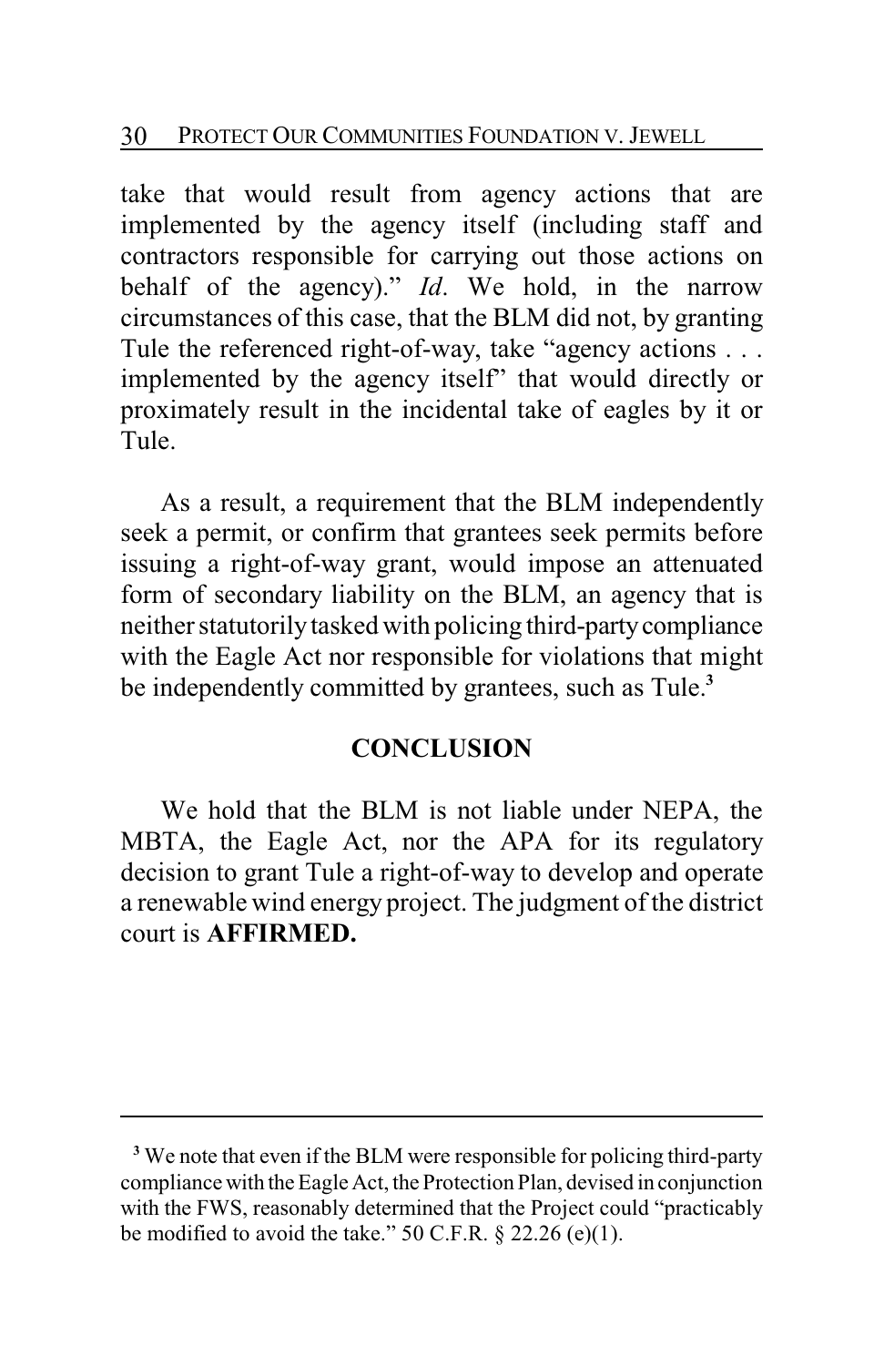take that would result from agency actions that are implemented by the agency itself (including staff and contractors responsible for carrying out those actions on behalf of the agency)." *Id*. We hold, in the narrow circumstances of this case, that the BLM did not, by granting Tule the referenced right-of-way, take "agency actions . . . implemented by the agency itself" that would directly or proximately result in the incidental take of eagles by it or Tule.

As a result, a requirement that the BLM independently seek a permit, or confirm that grantees seek permits before issuing a right-of-way grant, would impose an attenuated form of secondary liability on the BLM, an agency that is neither statutorily tasked with policing third-party compliance with the Eagle Act nor responsible for violations that might be independently committed by grantees, such as Tule.[3]

## CONCLUSION

We hold that the BLM is not liable under NEPA, the MBTA, the Eagle Act, nor the APA for its regulatory decision to grant Tule a right-of-way to develop and operate a renewable wind energy project. The judgment of the district court is **AFFIRMED.**

---

[3] We note that even if the BLM were responsible for policing third-party compliance with the Eagle Act, the Protection Plan, devised in conjunction with the FWS, reasonably determined that the Project could "practicably be modified to avoid the take." 50 C.F.R. § 22.26 (e)(1).